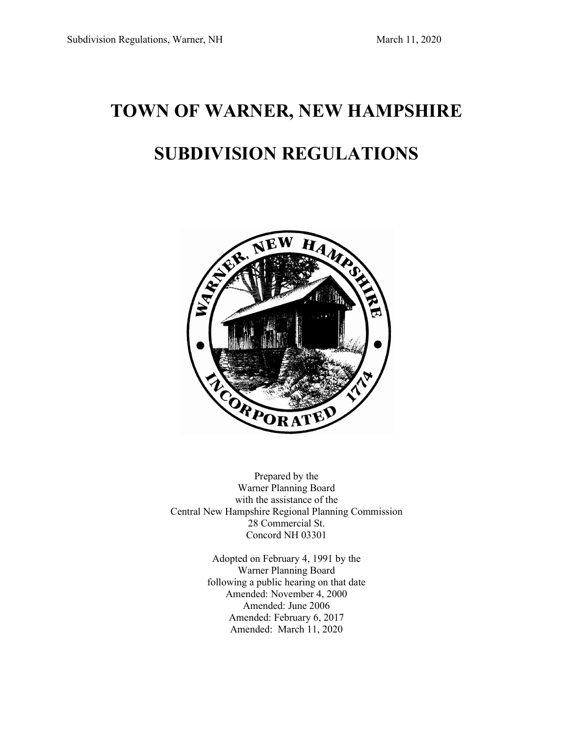# TOWN OF WARNER, NEW HAMPSHIRE

# SUBDIVISION REGULATIONS

Prepared by the
Warner Planning Board
with the assistance of the
Central New Hampshire Regional Planning Commission
28 Commercial St.
Concord NH 03301

Adopted on February 4, 1991 by the
Warner Planning Board
following a public hearing on that date
Amended: November 4, 2000
Amended: June 2006
Amended: February 6, 2017
Amended: March 11, 2020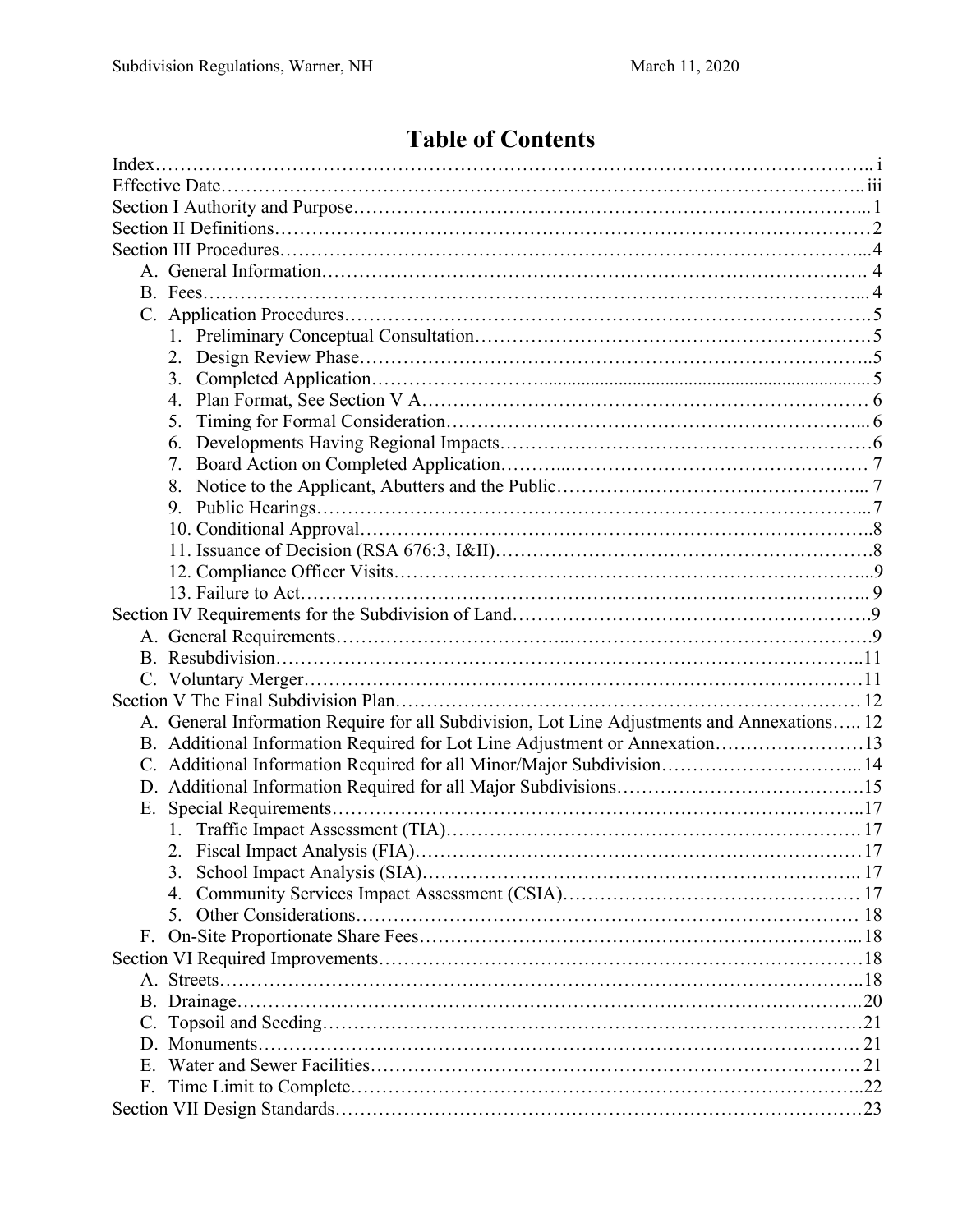# Table of Contents

Index…………………………………………………………………………………………………….. i
Effective Date………………………………………………………………………………………….. iii
Section I Authority and Purpose……………………………………………………………………... 1
Section II Definitions…………………………………………………………………………………2
Section III Procedures………………………………………………………………………………...4
- A. General Information……………………………………………………………………………. 4
- B. Fees…………………………………………………………………………………………... 4
- C. Application Procedures………………………………………………………………………….5
  1. Preliminary Conceptual Consultation………………………………………………………….5
  2. Design Review Phase…………………………………………………………………………..5
  3. Completed Application……………………………………………………………………… 5
  4. Plan Format, See Section V A………………………………………………………………… 6
  5. Timing for Formal Consideration……………………………………………………………... 6
  6. Developments Having Regional Impacts……………………………………………………6
  7. Board Action on Completed Application……………………………………………………… 7
  8. Notice to the Applicant, Abutters and the Public………………………………………….... 7
  9. Public Hearings………………………………………………………………………………...7
  10. Conditional Approval………………………………………………………………………….8
  11. Issuance of Decision (RSA 676:3, I&II)……………………………………………………….8
  12. Compliance Officer Visits……………………………………………………………………...9
  13. Failure to Act……………………………………………………………………………….. 9

Section IV Requirements for the Subdivision of Land………………………………………………….9
- A. General Requirements…………………………………………………………………………….9
- B. Resubdivision…………………………………………………………………………………...11
- C. Voluntary Merger………………………………………………………………………………11

Section V The Final Subdivision Plan……………………………………………………………… 12
- A. General Information Require for all Subdivision, Lot Line Adjustments and Annexations….. 12
- B. Additional Information Required for Lot Line Adjustment or Annexation……………………13
- C. Additional Information Required for all Minor/Major Subdivision…………………………... 14
- D. Additional Information Required for all Major Subdivisions………………………………….15
- E. Special Requirements……………………………………………………………………………...17
  1. Traffic Impact Assessment (TIA)………………………………………………………… 17
  2. Fiscal Impact Analysis (FIA)……………………………………………………………… 17
  3. School Impact Analysis (SIA)……………………………………………………………... 17
  4. Community Services Impact Assessment (CSIA)………………………………………… 17
  5. Other Considerations……………………………………………………………………… 18
- F. On-Site Proportionate Share Fees……………………………………………………………....18

Section VI Required Improvements…………………………………………………………………18
- A. Streets…………………………………………………………………………………………...18
- B. Drainage………………………………………………………………………………………...20
- C. Topsoil and Seeding……………………………………………………………………………21
- D. Monuments……………………………………………………………………………………. 21
- E. Water and Sewer Facilities…………………………………………………………………… 21
- F. Time Limit to Complete………………………………………………………………………...22

Section VII Design Standards…………………………………………………………………………23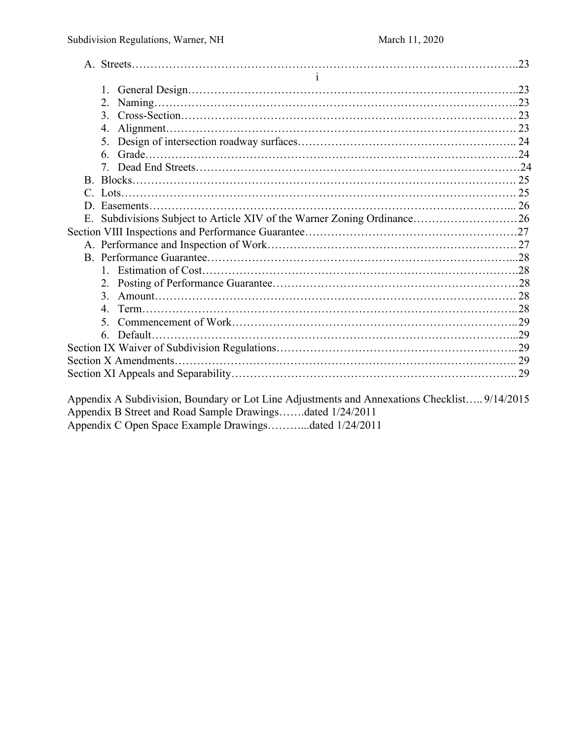A. Streets……………………………………………………………………………………………..23

1. General Design………………………………………………………………………..23
2. Naming………………………………………………………………………………..23
3. Cross-Section…………………………………………………………………………… 23
4. Alignment………………………………………………………………………………. 23
5. Design of intersection roadway surfaces……………………………………………….. 24
6. Grade……………………………………………………………………………………24
7. Dead End Streets…………………………………………………………………………24

B. Blocks…………………………………………………………………………………………. 25

C. Lots……………………………………………………………………………………………. 25

D. Easements……………………………………………………………………………………... 26

E. Subdivisions Subject to Article XIV of the Warner Zoning Ordinance……………………… 26

Section VIII Inspections and Performance Guarantee…………………………………………………27

A. Performance and Inspection of Work………………………………………………………… 27

B. Performance Guarantee……………………………………………………………………...28

1. Estimation of Cost…………………………………………………………………………28
2. Posting of Performance Guarantee…………………………………………………………28
3. Amount………………………………………………………………………………… 28
4. Term……………………………………………………………………………………..28
5. Commencement of Work…………………………………………………………………..29
6. Default……………………………………………………………………………………...29

Section IX Waiver of Subdivision Regulations……………………………………………………….. 29

Section X Amendments……………………………………………………………………………….. 29

Section XI Appeals and Separability…………………………………………………………………….. 29

Appendix A Subdivision, Boundary or Lot Line Adjustments and Annexations Checklist….. 9/14/2015

Appendix B Street and Road Sample Drawings…….dated 1/24/2011

Appendix C Open Space Example Drawings………...dated 1/24/2011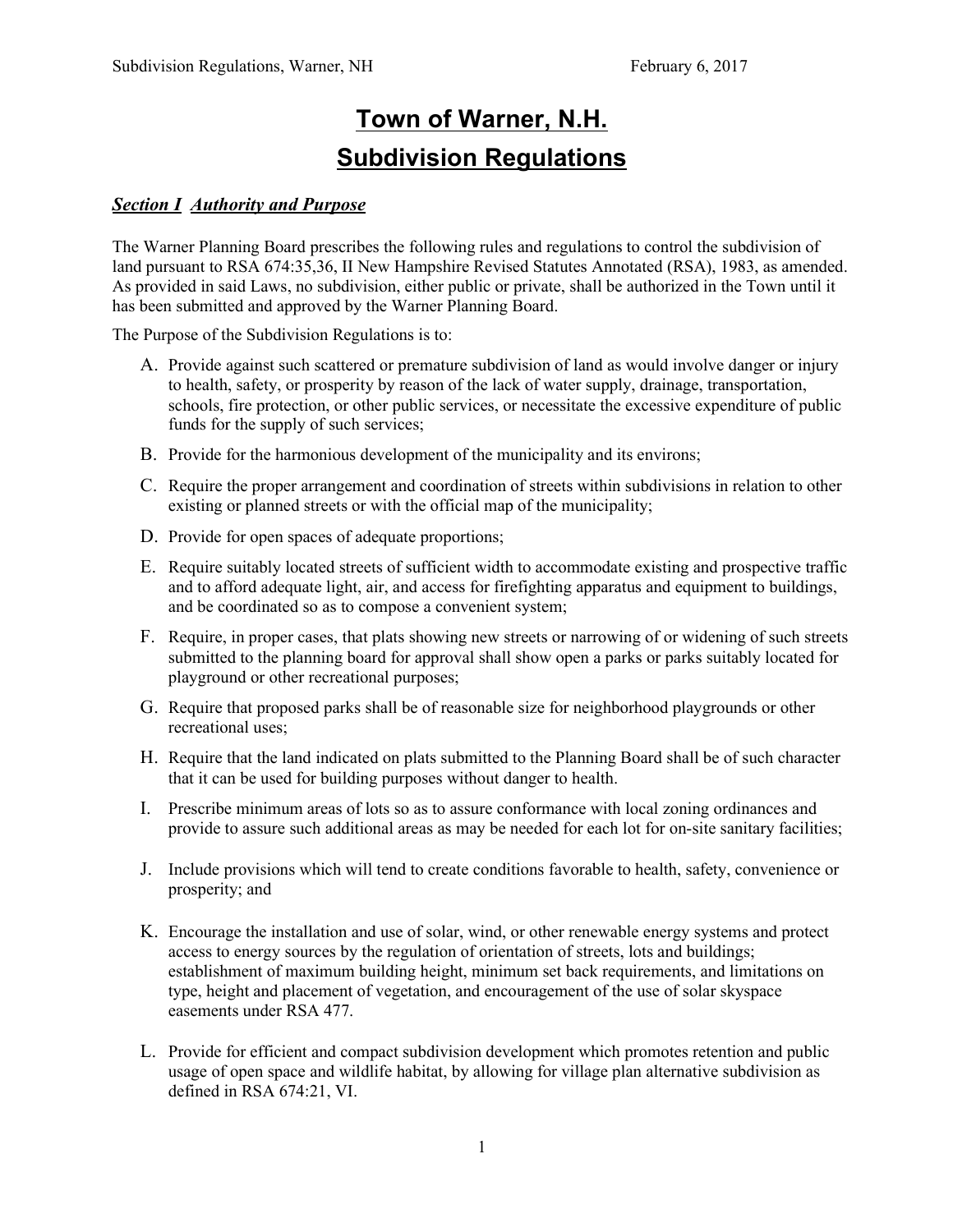# Town of Warner, N.H.

# Subdivision Regulations

## *Section I Authority and Purpose*

The Warner Planning Board prescribes the following rules and regulations to control the subdivision of land pursuant to RSA 674:35,36, II New Hampshire Revised Statutes Annotated (RSA), 1983, as amended. As provided in said Laws, no subdivision, either public or private, shall be authorized in the Town until it has been submitted and approved by the Warner Planning Board.

The Purpose of the Subdivision Regulations is to:

A. Provide against such scattered or premature subdivision of land as would involve danger or injury to health, safety, or prosperity by reason of the lack of water supply, drainage, transportation, schools, fire protection, or other public services, or necessitate the excessive expenditure of public funds for the supply of such services;

B. Provide for the harmonious development of the municipality and its environs;

C. Require the proper arrangement and coordination of streets within subdivisions in relation to other existing or planned streets or with the official map of the municipality;

D. Provide for open spaces of adequate proportions;

E. Require suitably located streets of sufficient width to accommodate existing and prospective traffic and to afford adequate light, air, and access for firefighting apparatus and equipment to buildings, and be coordinated so as to compose a convenient system;

F. Require, in proper cases, that plats showing new streets or narrowing of or widening of such streets submitted to the planning board for approval shall show open a parks or parks suitably located for playground or other recreational purposes;

G. Require that proposed parks shall be of reasonable size for neighborhood playgrounds or other recreational uses;

H. Require that the land indicated on plats submitted to the Planning Board shall be of such character that it can be used for building purposes without danger to health.

I. Prescribe minimum areas of lots so as to assure conformance with local zoning ordinances and provide to assure such additional areas as may be needed for each lot for on-site sanitary facilities;

J. Include provisions which will tend to create conditions favorable to health, safety, convenience or prosperity; and

K. Encourage the installation and use of solar, wind, or other renewable energy systems and protect access to energy sources by the regulation of orientation of streets, lots and buildings; establishment of maximum building height, minimum set back requirements, and limitations on type, height and placement of vegetation, and encouragement of the use of solar skyspace easements under RSA 477.

L. Provide for efficient and compact subdivision development which promotes retention and public usage of open space and wildlife habitat, by allowing for village plan alternative subdivision as defined in RSA 674:21, VI.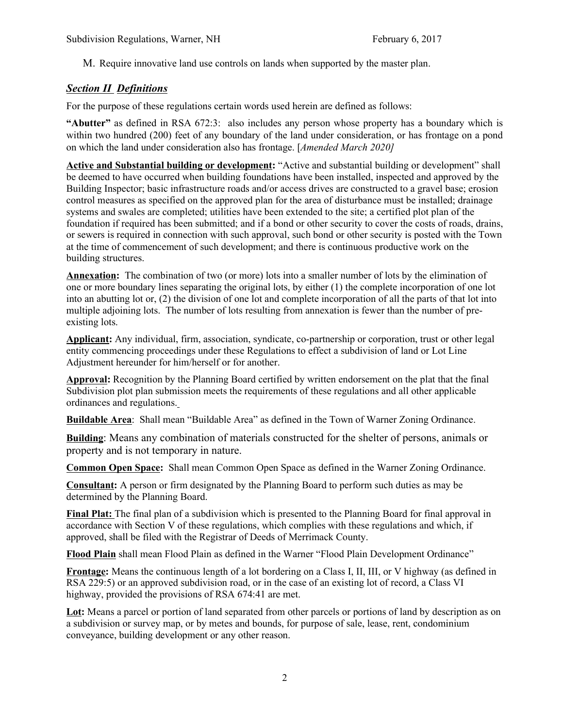M. Require innovative land use controls on lands when supported by the master plan.

## ***Section II Definitions***

For the purpose of these regulations certain words used herein are defined as follows:

**"Abutter"** as defined in RSA 672:3: also includes any person whose property has a boundary which is within two hundred (200) feet of any boundary of the land under consideration, or has frontage on a pond on which the land under consideration also has frontage. [*Amended March 2020]*

**Active and Substantial building or development:** "Active and substantial building or development" shall be deemed to have occurred when building foundations have been installed, inspected and approved by the Building Inspector; basic infrastructure roads and/or access drives are constructed to a gravel base; erosion control measures as specified on the approved plan for the area of disturbance must be installed; drainage systems and swales are completed; utilities have been extended to the site; a certified plot plan of the foundation if required has been submitted; and if a bond or other security to cover the costs of roads, drains, or sewers is required in connection with such approval, such bond or other security is posted with the Town at the time of commencement of such development; and there is continuous productive work on the building structures.

**Annexation:** The combination of two (or more) lots into a smaller number of lots by the elimination of one or more boundary lines separating the original lots, by either (1) the complete incorporation of one lot into an abutting lot or, (2) the division of one lot and complete incorporation of all the parts of that lot into multiple adjoining lots. The number of lots resulting from annexation is fewer than the number of pre-existing lots.

**Applicant:** Any individual, firm, association, syndicate, co-partnership or corporation, trust or other legal entity commencing proceedings under these Regulations to effect a subdivision of land or Lot Line Adjustment hereunder for him/herself or for another.

**Approval:** Recognition by the Planning Board certified by written endorsement on the plat that the final Subdivision plot plan submission meets the requirements of these regulations and all other applicable ordinances and regulations.

**Buildable Area**: Shall mean "Buildable Area" as defined in the Town of Warner Zoning Ordinance.

**Building**: Means any combination of materials constructed for the shelter of persons, animals or property and is not temporary in nature.

**Common Open Space:** Shall mean Common Open Space as defined in the Warner Zoning Ordinance.

**Consultant:** A person or firm designated by the Planning Board to perform such duties as may be determined by the Planning Board.

**Final Plat:** The final plan of a subdivision which is presented to the Planning Board for final approval in accordance with Section V of these regulations, which complies with these regulations and which, if approved, shall be filed with the Registrar of Deeds of Merrimack County.

**Flood Plain** shall mean Flood Plain as defined in the Warner "Flood Plain Development Ordinance"

**Frontage:** Means the continuous length of a lot bordering on a Class I, II, III, or V highway (as defined in RSA 229:5) or an approved subdivision road, or in the case of an existing lot of record, a Class VI highway, provided the provisions of RSA 674:41 are met.

**Lot:** Means a parcel or portion of land separated from other parcels or portions of land by description as on a subdivision or survey map, or by metes and bounds, for purpose of sale, lease, rent, condominium conveyance, building development or any other reason.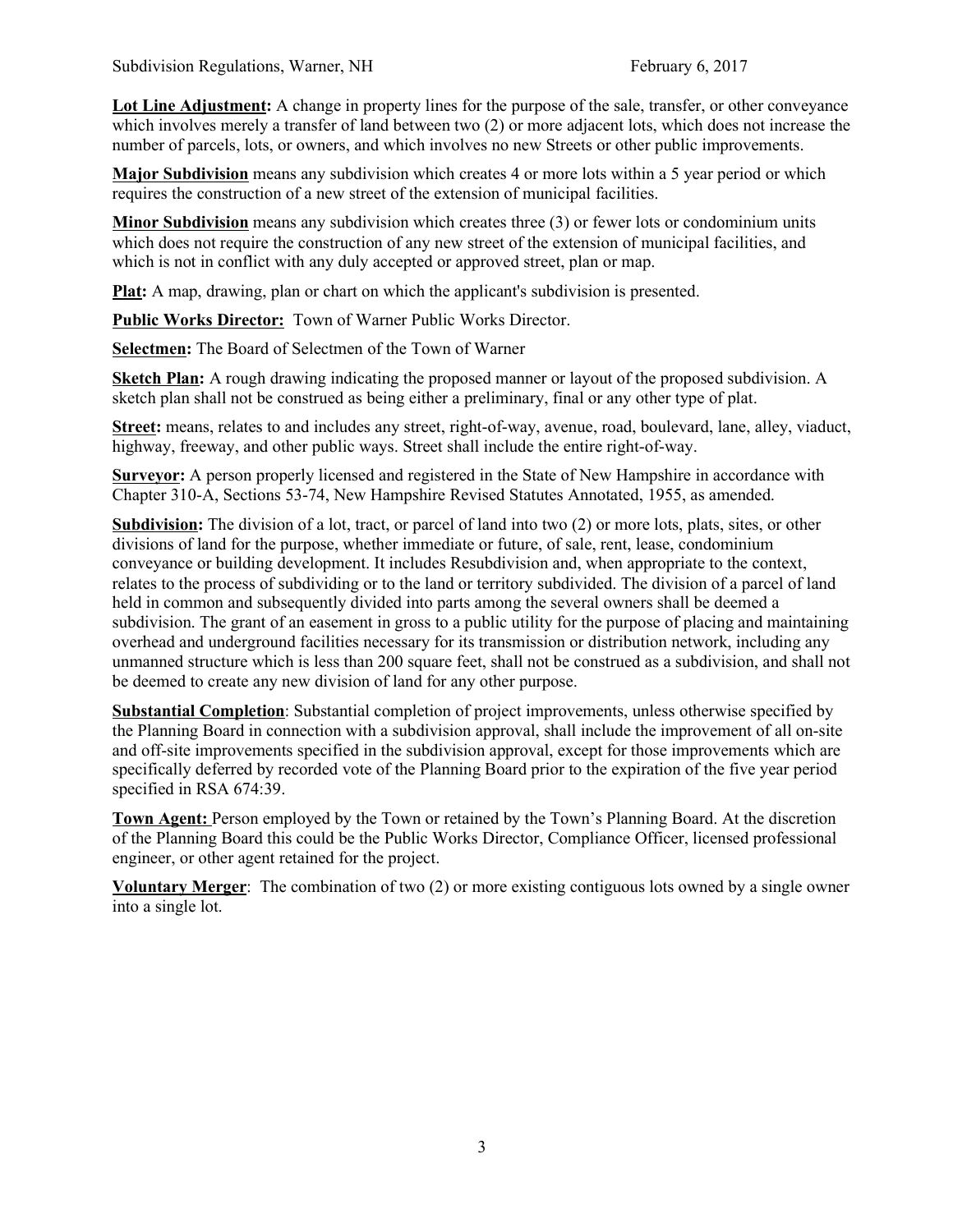**Lot Line Adjustment:** A change in property lines for the purpose of the sale, transfer, or other conveyance which involves merely a transfer of land between two (2) or more adjacent lots, which does not increase the number of parcels, lots, or owners, and which involves no new Streets or other public improvements.

**Major Subdivision** means any subdivision which creates 4 or more lots within a 5 year period or which requires the construction of a new street of the extension of municipal facilities.

**Minor Subdivision** means any subdivision which creates three (3) or fewer lots or condominium units which does not require the construction of any new street of the extension of municipal facilities, and which is not in conflict with any duly accepted or approved street, plan or map.

**Plat:** A map, drawing, plan or chart on which the applicant's subdivision is presented.

**Public Works Director:** Town of Warner Public Works Director.

**Selectmen:** The Board of Selectmen of the Town of Warner

**Sketch Plan:** A rough drawing indicating the proposed manner or layout of the proposed subdivision. A sketch plan shall not be construed as being either a preliminary, final or any other type of plat.

**Street:** means, relates to and includes any street, right-of-way, avenue, road, boulevard, lane, alley, viaduct, highway, freeway, and other public ways. Street shall include the entire right-of-way.

**Surveyor:** A person properly licensed and registered in the State of New Hampshire in accordance with Chapter 310-A, Sections 53-74, New Hampshire Revised Statutes Annotated, 1955, as amended.

**Subdivision:** The division of a lot, tract, or parcel of land into two (2) or more lots, plats, sites, or other divisions of land for the purpose, whether immediate or future, of sale, rent, lease, condominium conveyance or building development. It includes Resubdivision and, when appropriate to the context, relates to the process of subdividing or to the land or territory subdivided. The division of a parcel of land held in common and subsequently divided into parts among the several owners shall be deemed a subdivision. The grant of an easement in gross to a public utility for the purpose of placing and maintaining overhead and underground facilities necessary for its transmission or distribution network, including any unmanned structure which is less than 200 square feet, shall not be construed as a subdivision, and shall not be deemed to create any new division of land for any other purpose.

**Substantial Completion**: Substantial completion of project improvements, unless otherwise specified by the Planning Board in connection with a subdivision approval, shall include the improvement of all on-site and off-site improvements specified in the subdivision approval, except for those improvements which are specifically deferred by recorded vote of the Planning Board prior to the expiration of the five year period specified in RSA 674:39.

**Town Agent:** Person employed by the Town or retained by the Town's Planning Board. At the discretion of the Planning Board this could be the Public Works Director, Compliance Officer, licensed professional engineer, or other agent retained for the project.

**Voluntary Merger**: The combination of two (2) or more existing contiguous lots owned by a single owner into a single lot.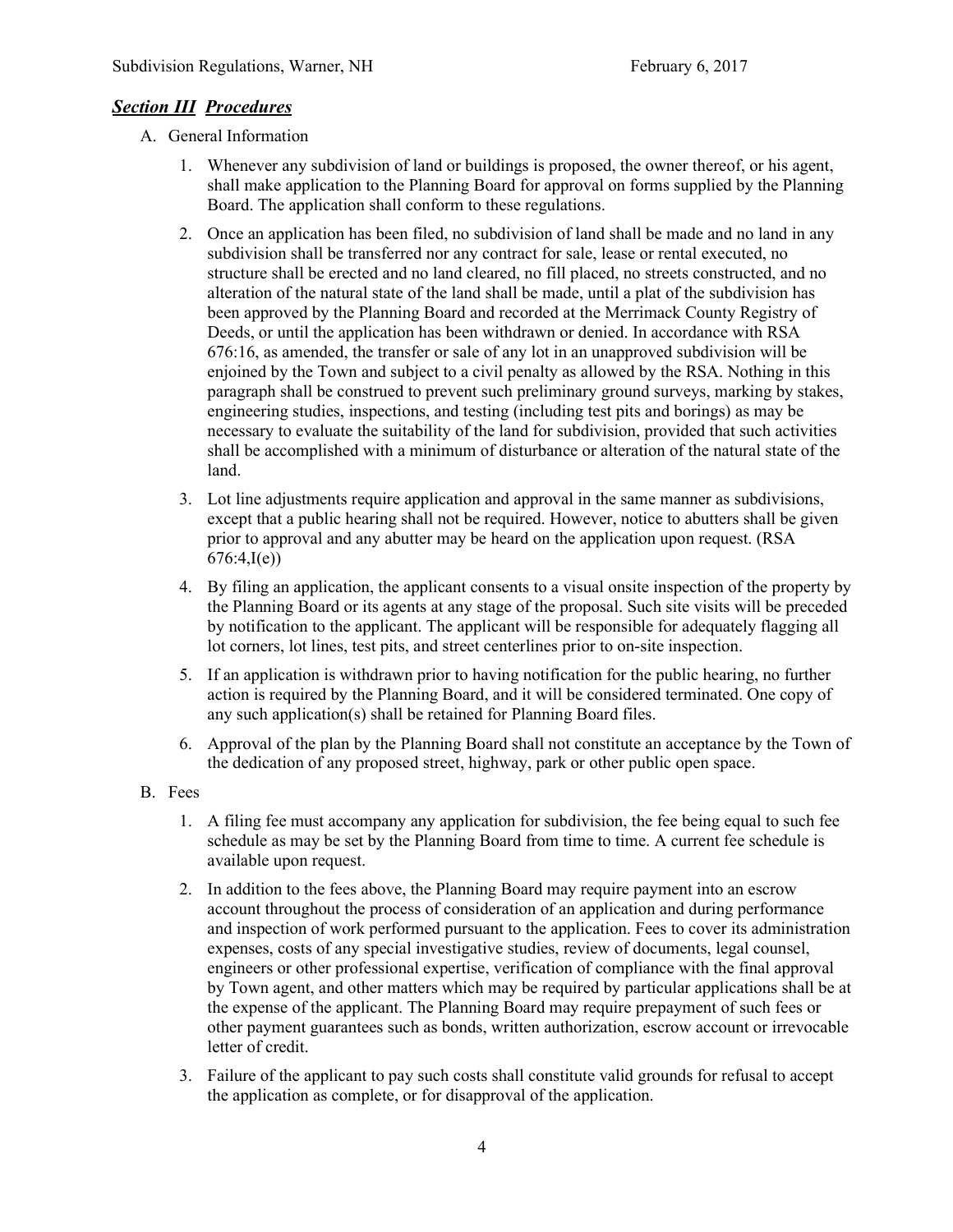## ***Section III Procedures***

A. General Information

1. Whenever any subdivision of land or buildings is proposed, the owner thereof, or his agent, shall make application to the Planning Board for approval on forms supplied by the Planning Board. The application shall conform to these regulations.

2. Once an application has been filed, no subdivision of land shall be made and no land in any subdivision shall be transferred nor any contract for sale, lease or rental executed, no structure shall be erected and no land cleared, no fill placed, no streets constructed, and no alteration of the natural state of the land shall be made, until a plat of the subdivision has been approved by the Planning Board and recorded at the Merrimack County Registry of Deeds, or until the application has been withdrawn or denied. In accordance with RSA 676:16, as amended, the transfer or sale of any lot in an unapproved subdivision will be enjoined by the Town and subject to a civil penalty as allowed by the RSA. Nothing in this paragraph shall be construed to prevent such preliminary ground surveys, marking by stakes, engineering studies, inspections, and testing (including test pits and borings) as may be necessary to evaluate the suitability of the land for subdivision, provided that such activities shall be accomplished with a minimum of disturbance or alteration of the natural state of the land.

3. Lot line adjustments require application and approval in the same manner as subdivisions, except that a public hearing shall not be required. However, notice to abutters shall be given prior to approval and any abutter may be heard on the application upon request. (RSA 676:4,I(e))

4. By filing an application, the applicant consents to a visual onsite inspection of the property by the Planning Board or its agents at any stage of the proposal. Such site visits will be preceded by notification to the applicant. The applicant will be responsible for adequately flagging all lot corners, lot lines, test pits, and street centerlines prior to on-site inspection.

5. If an application is withdrawn prior to having notification for the public hearing, no further action is required by the Planning Board, and it will be considered terminated. One copy of any such application(s) shall be retained for Planning Board files.

6. Approval of the plan by the Planning Board shall not constitute an acceptance by the Town of the dedication of any proposed street, highway, park or other public open space.

B. Fees

1. A filing fee must accompany any application for subdivision, the fee being equal to such fee schedule as may be set by the Planning Board from time to time. A current fee schedule is available upon request.

2. In addition to the fees above, the Planning Board may require payment into an escrow account throughout the process of consideration of an application and during performance and inspection of work performed pursuant to the application. Fees to cover its administration expenses, costs of any special investigative studies, review of documents, legal counsel, engineers or other professional expertise, verification of compliance with the final approval by Town agent, and other matters which may be required by particular applications shall be at the expense of the applicant. The Planning Board may require prepayment of such fees or other payment guarantees such as bonds, written authorization, escrow account or irrevocable letter of credit.

3. Failure of the applicant to pay such costs shall constitute valid grounds for refusal to accept the application as complete, or for disapproval of the application.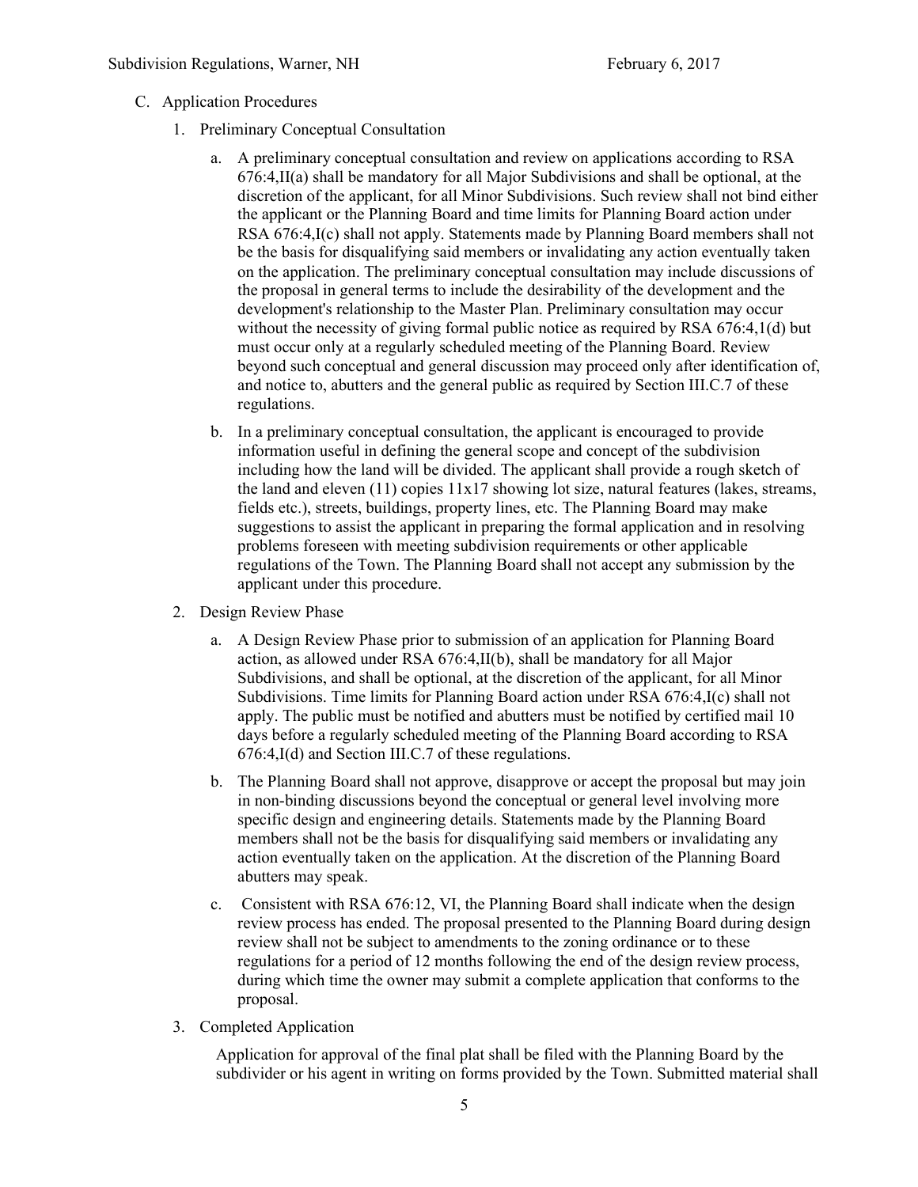C. Application Procedures

1. Preliminary Conceptual Consultation

   a. A preliminary conceptual consultation and review on applications according to RSA 676:4,II(a) shall be mandatory for all Major Subdivisions and shall be optional, at the discretion of the applicant, for all Minor Subdivisions. Such review shall not bind either the applicant or the Planning Board and time limits for Planning Board action under RSA 676:4,I(c) shall not apply. Statements made by Planning Board members shall not be the basis for disqualifying said members or invalidating any action eventually taken on the application. The preliminary conceptual consultation may include discussions of the proposal in general terms to include the desirability of the development and the development's relationship to the Master Plan. Preliminary consultation may occur without the necessity of giving formal public notice as required by RSA 676:4,1(d) but must occur only at a regularly scheduled meeting of the Planning Board. Review beyond such conceptual and general discussion may proceed only after identification of, and notice to, abutters and the general public as required by Section III.C.7 of these regulations.

   b. In a preliminary conceptual consultation, the applicant is encouraged to provide information useful in defining the general scope and concept of the subdivision including how the land will be divided. The applicant shall provide a rough sketch of the land and eleven (11) copies 11x17 showing lot size, natural features (lakes, streams, fields etc.), streets, buildings, property lines, etc. The Planning Board may make suggestions to assist the applicant in preparing the formal application and in resolving problems foreseen with meeting subdivision requirements or other applicable regulations of the Town. The Planning Board shall not accept any submission by the applicant under this procedure.

2. Design Review Phase

   a. A Design Review Phase prior to submission of an application for Planning Board action, as allowed under RSA 676:4,II(b), shall be mandatory for all Major Subdivisions, and shall be optional, at the discretion of the applicant, for all Minor Subdivisions. Time limits for Planning Board action under RSA 676:4,I(c) shall not apply. The public must be notified and abutters must be notified by certified mail 10 days before a regularly scheduled meeting of the Planning Board according to RSA 676:4,I(d) and Section III.C.7 of these regulations.

   b. The Planning Board shall not approve, disapprove or accept the proposal but may join in non-binding discussions beyond the conceptual or general level involving more specific design and engineering details. Statements made by the Planning Board members shall not be the basis for disqualifying said members or invalidating any action eventually taken on the application. At the discretion of the Planning Board abutters may speak.

   c. Consistent with RSA 676:12, VI, the Planning Board shall indicate when the design review process has ended. The proposal presented to the Planning Board during design review shall not be subject to amendments to the zoning ordinance or to these regulations for a period of 12 months following the end of the design review process, during which time the owner may submit a complete application that conforms to the proposal.

3. Completed Application

   Application for approval of the final plat shall be filed with the Planning Board by the subdivider or his agent in writing on forms provided by the Town. Submitted material shall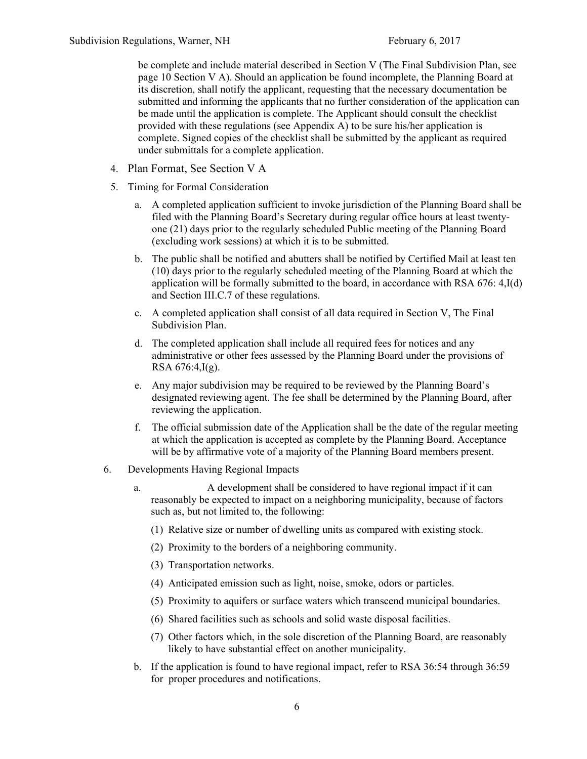be complete and include material described in Section V (The Final Subdivision Plan, see page 10 Section V A). Should an application be found incomplete, the Planning Board at its discretion, shall notify the applicant, requesting that the necessary documentation be submitted and informing the applicants that no further consideration of the application can be made until the application is complete. The Applicant should consult the checklist provided with these regulations (see Appendix A) to be sure his/her application is complete. Signed copies of the checklist shall be submitted by the applicant as required under submittals for a complete application.

4. Plan Format, See Section V A
5. Timing for Formal Consideration
   a. A completed application sufficient to invoke jurisdiction of the Planning Board shall be filed with the Planning Board's Secretary during regular office hours at least twenty-one (21) days prior to the regularly scheduled Public meeting of the Planning Board (excluding work sessions) at which it is to be submitted.
   b. The public shall be notified and abutters shall be notified by Certified Mail at least ten (10) days prior to the regularly scheduled meeting of the Planning Board at which the application will be formally submitted to the board, in accordance with RSA 676: 4,I(d) and Section III.C.7 of these regulations.
   c. A completed application shall consist of all data required in Section V, The Final Subdivision Plan.
   d. The completed application shall include all required fees for notices and any administrative or other fees assessed by the Planning Board under the provisions of RSA 676:4,I(g).
   e. Any major subdivision may be required to be reviewed by the Planning Board's designated reviewing agent. The fee shall be determined by the Planning Board, after reviewing the application.
   f. The official submission date of the Application shall be the date of the regular meeting at which the application is accepted as complete by the Planning Board. Acceptance will be by affirmative vote of a majority of the Planning Board members present.
6. Developments Having Regional Impacts
   a. A development shall be considered to have regional impact if it can reasonably be expected to impact on a neighboring municipality, because of factors such as, but not limited to, the following:
      (1) Relative size or number of dwelling units as compared with existing stock.
      (2) Proximity to the borders of a neighboring community.
      (3) Transportation networks.
      (4) Anticipated emission such as light, noise, smoke, odors or particles.
      (5) Proximity to aquifers or surface waters which transcend municipal boundaries.
      (6) Shared facilities such as schools and solid waste disposal facilities.
      (7) Other factors which, in the sole discretion of the Planning Board, are reasonably likely to have substantial effect on another municipality.
   b. If the application is found to have regional impact, refer to RSA 36:54 through 36:59 for proper procedures and notifications.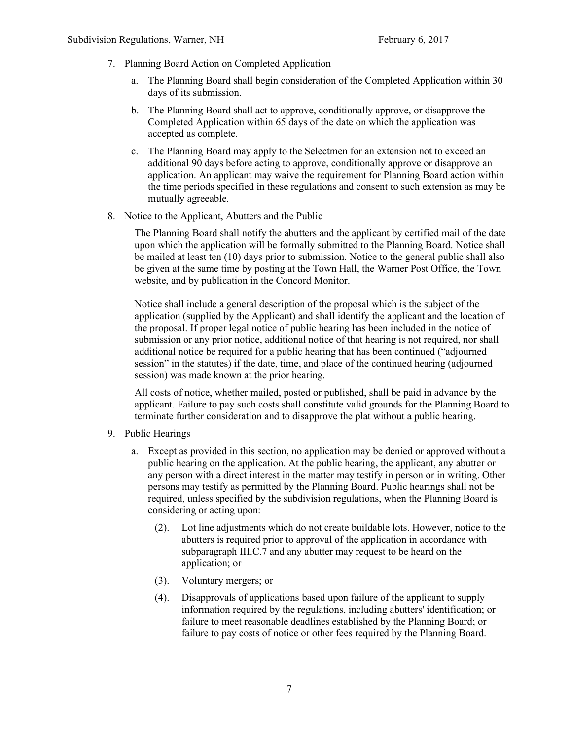7. Planning Board Action on Completed Application

   a. The Planning Board shall begin consideration of the Completed Application within 30 days of its submission.

   b. The Planning Board shall act to approve, conditionally approve, or disapprove the Completed Application within 65 days of the date on which the application was accepted as complete.

   c. The Planning Board may apply to the Selectmen for an extension not to exceed an additional 90 days before acting to approve, conditionally approve or disapprove an application. An applicant may waive the requirement for Planning Board action within the time periods specified in these regulations and consent to such extension as may be mutually agreeable.

8. Notice to the Applicant, Abutters and the Public

   The Planning Board shall notify the abutters and the applicant by certified mail of the date upon which the application will be formally submitted to the Planning Board. Notice shall be mailed at least ten (10) days prior to submission. Notice to the general public shall also be given at the same time by posting at the Town Hall, the Warner Post Office, the Town website, and by publication in the Concord Monitor.

   Notice shall include a general description of the proposal which is the subject of the application (supplied by the Applicant) and shall identify the applicant and the location of the proposal. If proper legal notice of public hearing has been included in the notice of submission or any prior notice, additional notice of that hearing is not required, nor shall additional notice be required for a public hearing that has been continued ("adjourned session" in the statutes) if the date, time, and place of the continued hearing (adjourned session) was made known at the prior hearing.

   All costs of notice, whether mailed, posted or published, shall be paid in advance by the applicant. Failure to pay such costs shall constitute valid grounds for the Planning Board to terminate further consideration and to disapprove the plat without a public hearing.

9. Public Hearings

   a. Except as provided in this section, no application may be denied or approved without a public hearing on the application. At the public hearing, the applicant, any abutter or any person with a direct interest in the matter may testify in person or in writing. Other persons may testify as permitted by the Planning Board. Public hearings shall not be required, unless specified by the subdivision regulations, when the Planning Board is considering or acting upon:

      (2). Lot line adjustments which do not create buildable lots. However, notice to the abutters is required prior to approval of the application in accordance with subparagraph III.C.7 and any abutter may request to be heard on the application; or

      (3). Voluntary mergers; or

      (4). Disapprovals of applications based upon failure of the applicant to supply information required by the regulations, including abutters' identification; or failure to meet reasonable deadlines established by the Planning Board; or failure to pay costs of notice or other fees required by the Planning Board.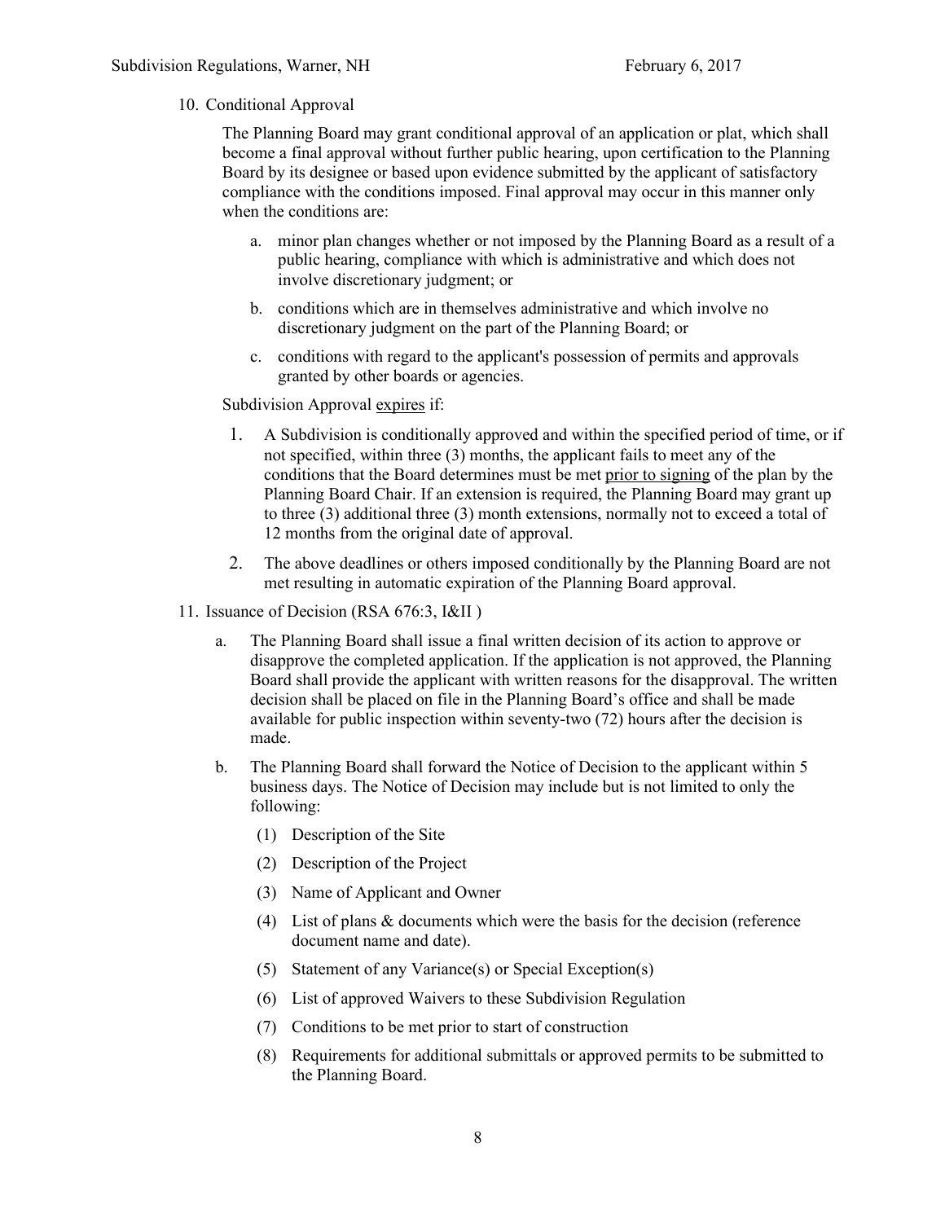10. Conditional Approval

    The Planning Board may grant conditional approval of an application or plat, which shall become a final approval without further public hearing, upon certification to the Planning Board by its designee or based upon evidence submitted by the applicant of satisfactory compliance with the conditions imposed. Final approval may occur in this manner only when the conditions are:

    a. minor plan changes whether or not imposed by the Planning Board as a result of a public hearing, compliance with which is administrative and which does not involve discretionary judgment; or

    b. conditions which are in themselves administrative and which involve no discretionary judgment on the part of the Planning Board; or

    c. conditions with regard to the applicant's possession of permits and approvals granted by other boards or agencies.

    Subdivision Approval <u>expires</u> if:

    1. A Subdivision is conditionally approved and within the specified period of time, or if not specified, within three (3) months, the applicant fails to meet any of the conditions that the Board determines must be met <u>prior to signing</u> of the plan by the Planning Board Chair. If an extension is required, the Planning Board may grant up to three (3) additional three (3) month extensions, normally not to exceed a total of 12 months from the original date of approval.

    2. The above deadlines or others imposed conditionally by the Planning Board are not met resulting in automatic expiration of the Planning Board approval.

11. Issuance of Decision (RSA 676:3, I&II )

    a. The Planning Board shall issue a final written decision of its action to approve or disapprove the completed application. If the application is not approved, the Planning Board shall provide the applicant with written reasons for the disapproval. The written decision shall be placed on file in the Planning Board's office and shall be made available for public inspection within seventy-two (72) hours after the decision is made.

    b. The Planning Board shall forward the Notice of Decision to the applicant within 5 business days. The Notice of Decision may include but is not limited to only the following:

        (1) Description of the Site

        (2) Description of the Project

        (3) Name of Applicant and Owner

        (4) List of plans & documents which were the basis for the decision (reference document name and date).

        (5) Statement of any Variance(s) or Special Exception(s)

        (6) List of approved Waivers to these Subdivision Regulation

        (7) Conditions to be met prior to start of construction

        (8) Requirements for additional submittals or approved permits to be submitted to the Planning Board.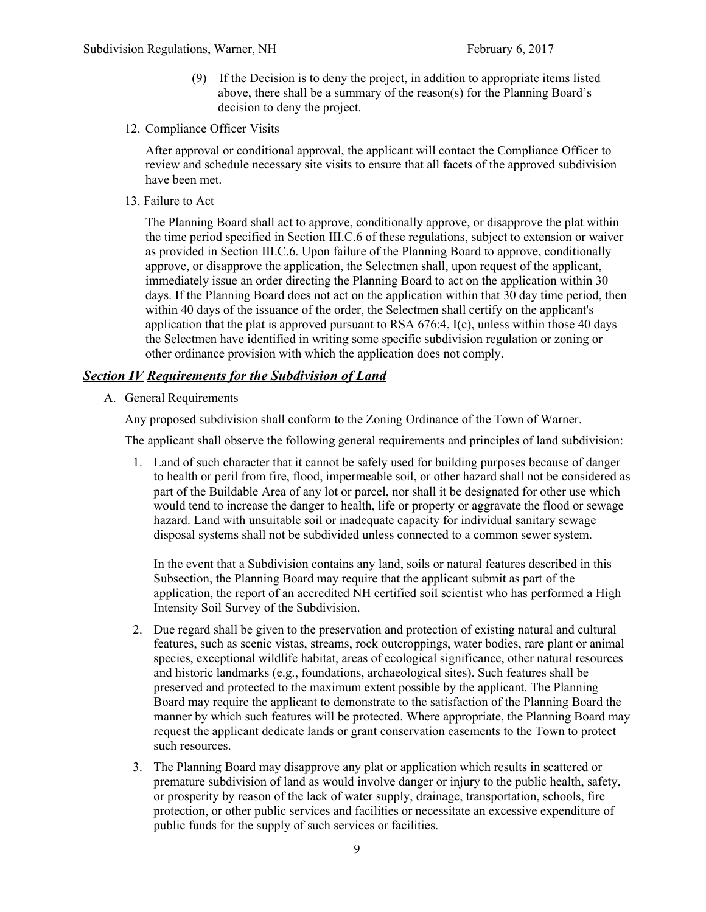(9) If the Decision is to deny the project, in addition to appropriate items listed above, there shall be a summary of the reason(s) for the Planning Board's decision to deny the project.

12. Compliance Officer Visits

    After approval or conditional approval, the applicant will contact the Compliance Officer to review and schedule necessary site visits to ensure that all facets of the approved subdivision have been met.

13. Failure to Act

    The Planning Board shall act to approve, conditionally approve, or disapprove the plat within the time period specified in Section III.C.6 of these regulations, subject to extension or waiver as provided in Section III.C.6. Upon failure of the Planning Board to approve, conditionally approve, or disapprove the application, the Selectmen shall, upon request of the applicant, immediately issue an order directing the Planning Board to act on the application within 30 days. If the Planning Board does not act on the application within that 30 day time period, then within 40 days of the issuance of the order, the Selectmen shall certify on the applicant's application that the plat is approved pursuant to RSA 676:4, I(c), unless within those 40 days the Selectmen have identified in writing some specific subdivision regulation or zoning or other ordinance provision with which the application does not comply.

## ***Section IV Requirements for the Subdivision of Land***

A. General Requirements

   Any proposed subdivision shall conform to the Zoning Ordinance of the Town of Warner.

   The applicant shall observe the following general requirements and principles of land subdivision:

   1. Land of such character that it cannot be safely used for building purposes because of danger to health or peril from fire, flood, impermeable soil, or other hazard shall not be considered as part of the Buildable Area of any lot or parcel, nor shall it be designated for other use which would tend to increase the danger to health, life or property or aggravate the flood or sewage hazard. Land with unsuitable soil or inadequate capacity for individual sanitary sewage disposal systems shall not be subdivided unless connected to a common sewer system.

      In the event that a Subdivision contains any land, soils or natural features described in this Subsection, the Planning Board may require that the applicant submit as part of the application, the report of an accredited NH certified soil scientist who has performed a High Intensity Soil Survey of the Subdivision.

   2. Due regard shall be given to the preservation and protection of existing natural and cultural features, such as scenic vistas, streams, rock outcroppings, water bodies, rare plant or animal species, exceptional wildlife habitat, areas of ecological significance, other natural resources and historic landmarks (e.g., foundations, archaeological sites). Such features shall be preserved and protected to the maximum extent possible by the applicant. The Planning Board may require the applicant to demonstrate to the satisfaction of the Planning Board the manner by which such features will be protected. Where appropriate, the Planning Board may request the applicant dedicate lands or grant conservation easements to the Town to protect such resources.

   3. The Planning Board may disapprove any plat or application which results in scattered or premature subdivision of land as would involve danger or injury to the public health, safety, or prosperity by reason of the lack of water supply, drainage, transportation, schools, fire protection, or other public services and facilities or necessitate an excessive expenditure of public funds for the supply of such services or facilities.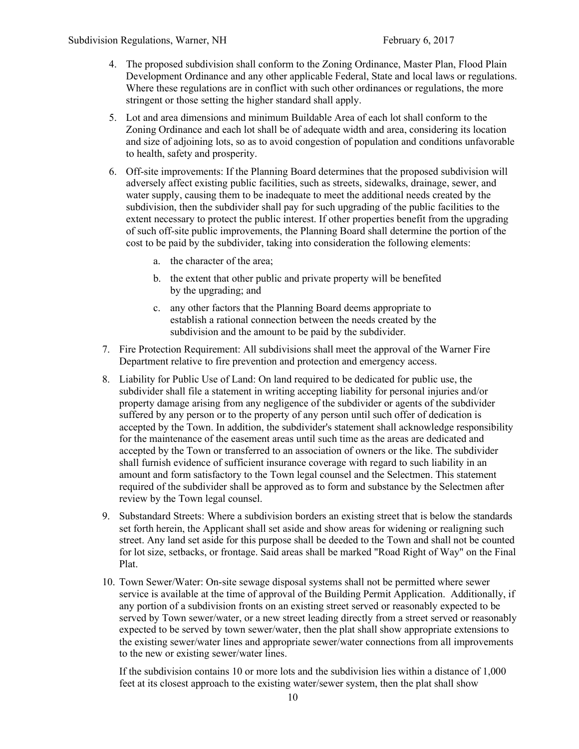4. The proposed subdivision shall conform to the Zoning Ordinance, Master Plan, Flood Plain Development Ordinance and any other applicable Federal, State and local laws or regulations. Where these regulations are in conflict with such other ordinances or regulations, the more stringent or those setting the higher standard shall apply.

5. Lot and area dimensions and minimum Buildable Area of each lot shall conform to the Zoning Ordinance and each lot shall be of adequate width and area, considering its location and size of adjoining lots, so as to avoid congestion of population and conditions unfavorable to health, safety and prosperity.

6. Off-site improvements: If the Planning Board determines that the proposed subdivision will adversely affect existing public facilities, such as streets, sidewalks, drainage, sewer, and water supply, causing them to be inadequate to meet the additional needs created by the subdivision, then the subdivider shall pay for such upgrading of the public facilities to the extent necessary to protect the public interest. If other properties benefit from the upgrading of such off-site public improvements, the Planning Board shall determine the portion of the cost to be paid by the subdivider, taking into consideration the following elements:

   a. the character of the area;

   b. the extent that other public and private property will be benefited by the upgrading; and

   c. any other factors that the Planning Board deems appropriate to establish a rational connection between the needs created by the subdivision and the amount to be paid by the subdivider.

7. Fire Protection Requirement: All subdivisions shall meet the approval of the Warner Fire Department relative to fire prevention and protection and emergency access.

8. Liability for Public Use of Land: On land required to be dedicated for public use, the subdivider shall file a statement in writing accepting liability for personal injuries and/or property damage arising from any negligence of the subdivider or agents of the subdivider suffered by any person or to the property of any person until such offer of dedication is accepted by the Town. In addition, the subdivider's statement shall acknowledge responsibility for the maintenance of the easement areas until such time as the areas are dedicated and accepted by the Town or transferred to an association of owners or the like. The subdivider shall furnish evidence of sufficient insurance coverage with regard to such liability in an amount and form satisfactory to the Town legal counsel and the Selectmen. This statement required of the subdivider shall be approved as to form and substance by the Selectmen after review by the Town legal counsel.

9. Substandard Streets: Where a subdivision borders an existing street that is below the standards set forth herein, the Applicant shall set aside and show areas for widening or realigning such street. Any land set aside for this purpose shall be deeded to the Town and shall not be counted for lot size, setbacks, or frontage. Said areas shall be marked "Road Right of Way" on the Final Plat.

10. Town Sewer/Water: On-site sewage disposal systems shall not be permitted where sewer service is available at the time of approval of the Building Permit Application. Additionally, if any portion of a subdivision fronts on an existing street served or reasonably expected to be served by Town sewer/water, or a new street leading directly from a street served or reasonably expected to be served by town sewer/water, then the plat shall show appropriate extensions to the existing sewer/water lines and appropriate sewer/water connections from all improvements to the new or existing sewer/water lines.

    If the subdivision contains 10 or more lots and the subdivision lies within a distance of 1,000 feet at its closest approach to the existing water/sewer system, then the plat shall show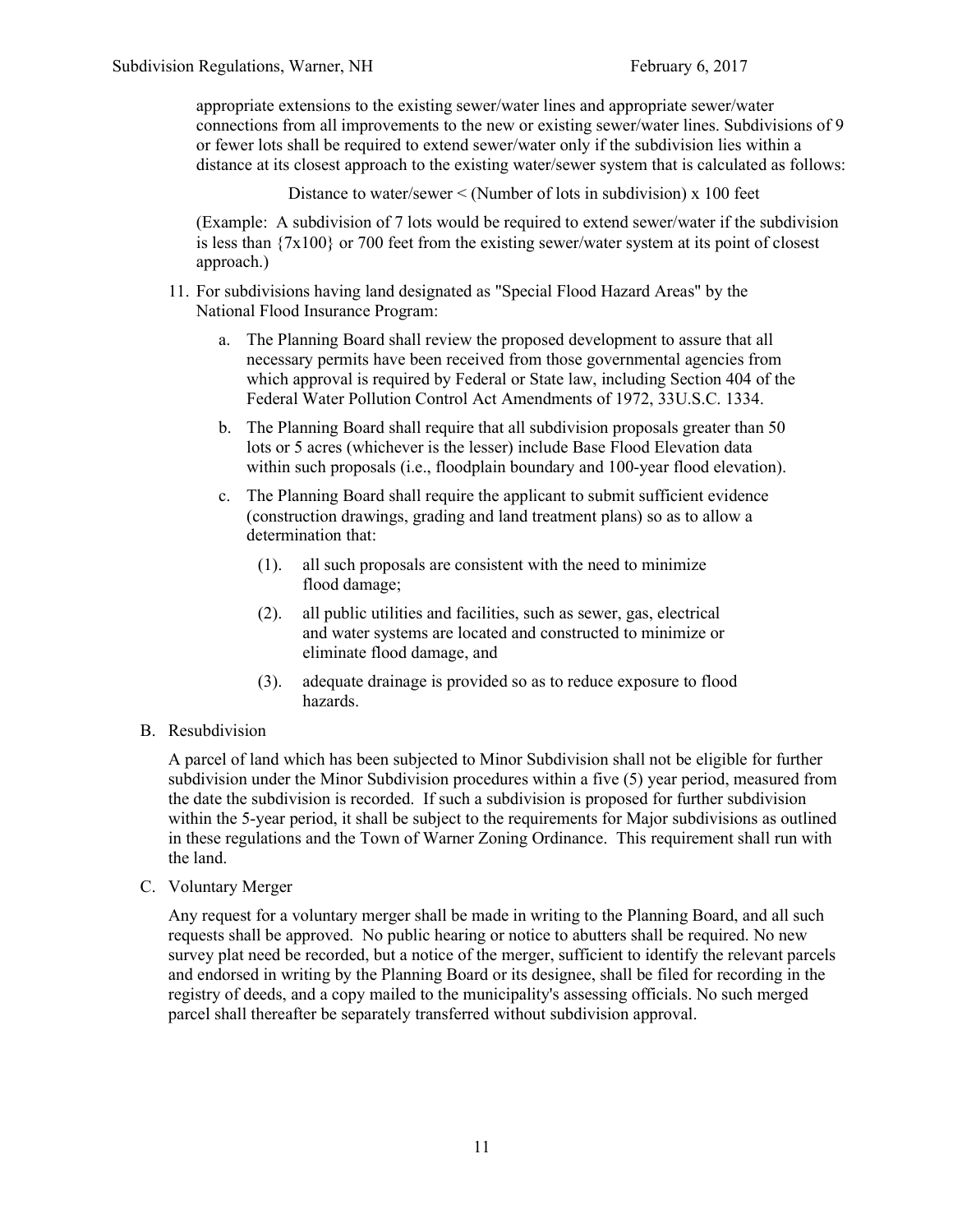appropriate extensions to the existing sewer/water lines and appropriate sewer/water connections from all improvements to the new or existing sewer/water lines. Subdivisions of 9 or fewer lots shall be required to extend sewer/water only if the subdivision lies within a distance at its closest approach to the existing water/sewer system that is calculated as follows:

Distance to water/sewer < (Number of lots in subdivision) x 100 feet

(Example: A subdivision of 7 lots would be required to extend sewer/water if the subdivision is less than {7x100} or 700 feet from the existing sewer/water system at its point of closest approach.)

11. For subdivisions having land designated as "Special Flood Hazard Areas" by the National Flood Insurance Program:

    a. The Planning Board shall review the proposed development to assure that all necessary permits have been received from those governmental agencies from which approval is required by Federal or State law, including Section 404 of the Federal Water Pollution Control Act Amendments of 1972, 33U.S.C. 1334.

    b. The Planning Board shall require that all subdivision proposals greater than 50 lots or 5 acres (whichever is the lesser) include Base Flood Elevation data within such proposals (i.e., floodplain boundary and 100-year flood elevation).

    c. The Planning Board shall require the applicant to submit sufficient evidence (construction drawings, grading and land treatment plans) so as to allow a determination that:

        (1). all such proposals are consistent with the need to minimize flood damage;

        (2). all public utilities and facilities, such as sewer, gas, electrical and water systems are located and constructed to minimize or eliminate flood damage, and

        (3). adequate drainage is provided so as to reduce exposure to flood hazards.

B. Resubdivision

A parcel of land which has been subjected to Minor Subdivision shall not be eligible for further subdivision under the Minor Subdivision procedures within a five (5) year period, measured from the date the subdivision is recorded. If such a subdivision is proposed for further subdivision within the 5-year period, it shall be subject to the requirements for Major subdivisions as outlined in these regulations and the Town of Warner Zoning Ordinance. This requirement shall run with the land.

C. Voluntary Merger

Any request for a voluntary merger shall be made in writing to the Planning Board, and all such requests shall be approved. No public hearing or notice to abutters shall be required. No new survey plat need be recorded, but a notice of the merger, sufficient to identify the relevant parcels and endorsed in writing by the Planning Board or its designee, shall be filed for recording in the registry of deeds, and a copy mailed to the municipality's assessing officials. No such merged parcel shall thereafter be separately transferred without subdivision approval.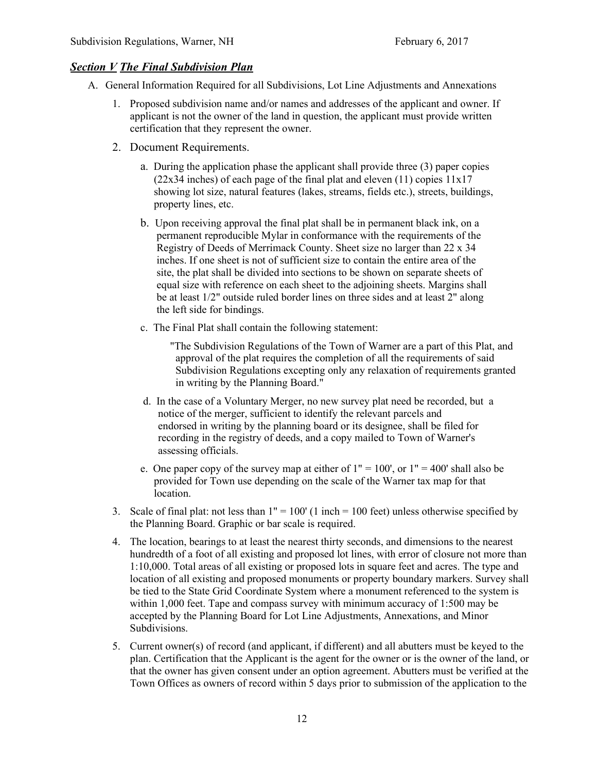## *Section V The Final Subdivision Plan*

A. General Information Required for all Subdivisions, Lot Line Adjustments and Annexations

1. Proposed subdivision name and/or names and addresses of the applicant and owner. If applicant is not the owner of the land in question, the applicant must provide written certification that they represent the owner.

2. Document Requirements.

   a. During the application phase the applicant shall provide three (3) paper copies (22x34 inches) of each page of the final plat and eleven (11) copies 11x17 showing lot size, natural features (lakes, streams, fields etc.), streets, buildings, property lines, etc.

   b. Upon receiving approval the final plat shall be in permanent black ink, on a permanent reproducible Mylar in conformance with the requirements of the Registry of Deeds of Merrimack County. Sheet size no larger than 22 x 34 inches. If one sheet is not of sufficient size to contain the entire area of the site, the plat shall be divided into sections to be shown on separate sheets of equal size with reference on each sheet to the adjoining sheets. Margins shall be at least 1/2" outside ruled border lines on three sides and at least 2" along the left side for bindings.

   c. The Final Plat shall contain the following statement:

      "The Subdivision Regulations of the Town of Warner are a part of this Plat, and approval of the plat requires the completion of all the requirements of said Subdivision Regulations excepting only any relaxation of requirements granted in writing by the Planning Board."

   d. In the case of a Voluntary Merger, no new survey plat need be recorded, but a notice of the merger, sufficient to identify the relevant parcels and endorsed in writing by the planning board or its designee, shall be filed for recording in the registry of deeds, and a copy mailed to Town of Warner's assessing officials.

   e. One paper copy of the survey map at either of 1" = 100', or 1" = 400' shall also be provided for Town use depending on the scale of the Warner tax map for that location.

3. Scale of final plat: not less than 1" = 100' (1 inch = 100 feet) unless otherwise specified by the Planning Board. Graphic or bar scale is required.

4. The location, bearings to at least the nearest thirty seconds, and dimensions to the nearest hundredth of a foot of all existing and proposed lot lines, with error of closure not more than 1:10,000. Total areas of all existing or proposed lots in square feet and acres. The type and location of all existing and proposed monuments or property boundary markers. Survey shall be tied to the State Grid Coordinate System where a monument referenced to the system is within 1,000 feet. Tape and compass survey with minimum accuracy of 1:500 may be accepted by the Planning Board for Lot Line Adjustments, Annexations, and Minor Subdivisions.

5. Current owner(s) of record (and applicant, if different) and all abutters must be keyed to the plan. Certification that the Applicant is the agent for the owner or is the owner of the land, or that the owner has given consent under an option agreement. Abutters must be verified at the Town Offices as owners of record within 5 days prior to submission of the application to the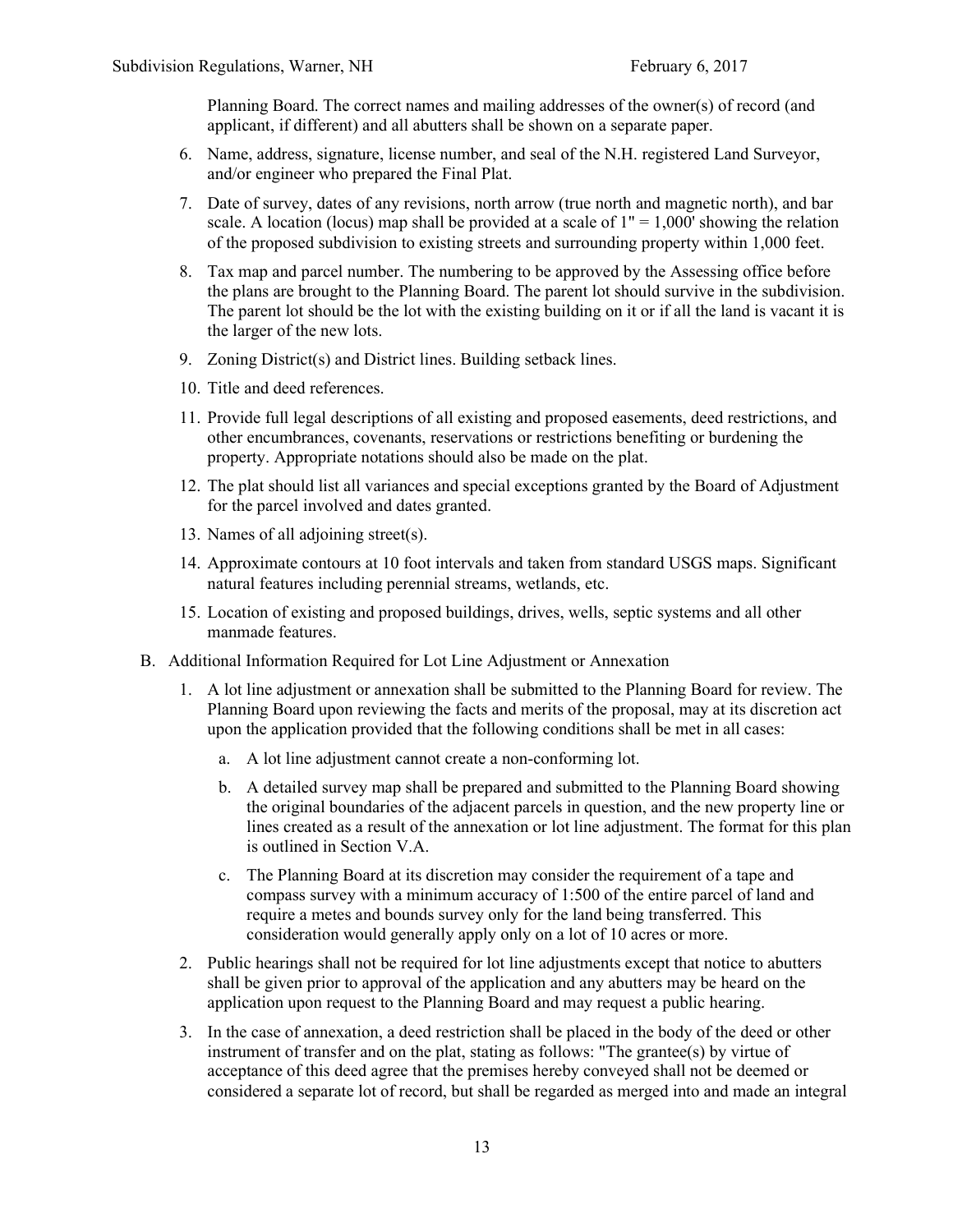Planning Board. The correct names and mailing addresses of the owner(s) of record (and applicant, if different) and all abutters shall be shown on a separate paper.

6. Name, address, signature, license number, and seal of the N.H. registered Land Surveyor, and/or engineer who prepared the Final Plat.
7. Date of survey, dates of any revisions, north arrow (true north and magnetic north), and bar scale. A location (locus) map shall be provided at a scale of 1" = 1,000' showing the relation of the proposed subdivision to existing streets and surrounding property within 1,000 feet.
8. Tax map and parcel number. The numbering to be approved by the Assessing office before the plans are brought to the Planning Board. The parent lot should survive in the subdivision. The parent lot should be the lot with the existing building on it or if all the land is vacant it is the larger of the new lots.
9. Zoning District(s) and District lines. Building setback lines.
10. Title and deed references.
11. Provide full legal descriptions of all existing and proposed easements, deed restrictions, and other encumbrances, covenants, reservations or restrictions benefiting or burdening the property. Appropriate notations should also be made on the plat.
12. The plat should list all variances and special exceptions granted by the Board of Adjustment for the parcel involved and dates granted.
13. Names of all adjoining street(s).
14. Approximate contours at 10 foot intervals and taken from standard USGS maps. Significant natural features including perennial streams, wetlands, etc.
15. Location of existing and proposed buildings, drives, wells, septic systems and all other manmade features.

B. Additional Information Required for Lot Line Adjustment or Annexation

1. A lot line adjustment or annexation shall be submitted to the Planning Board for review. The Planning Board upon reviewing the facts and merits of the proposal, may at its discretion act upon the application provided that the following conditions shall be met in all cases:
   a. A lot line adjustment cannot create a non-conforming lot.
   b. A detailed survey map shall be prepared and submitted to the Planning Board showing the original boundaries of the adjacent parcels in question, and the new property line or lines created as a result of the annexation or lot line adjustment. The format for this plan is outlined in Section V.A.
   c. The Planning Board at its discretion may consider the requirement of a tape and compass survey with a minimum accuracy of 1:500 of the entire parcel of land and require a metes and bounds survey only for the land being transferred. This consideration would generally apply only on a lot of 10 acres or more.
2. Public hearings shall not be required for lot line adjustments except that notice to abutters shall be given prior to approval of the application and any abutters may be heard on the application upon request to the Planning Board and may request a public hearing.
3. In the case of annexation, a deed restriction shall be placed in the body of the deed or other instrument of transfer and on the plat, stating as follows: "The grantee(s) by virtue of acceptance of this deed agree that the premises hereby conveyed shall not be deemed or considered a separate lot of record, but shall be regarded as merged into and made an integral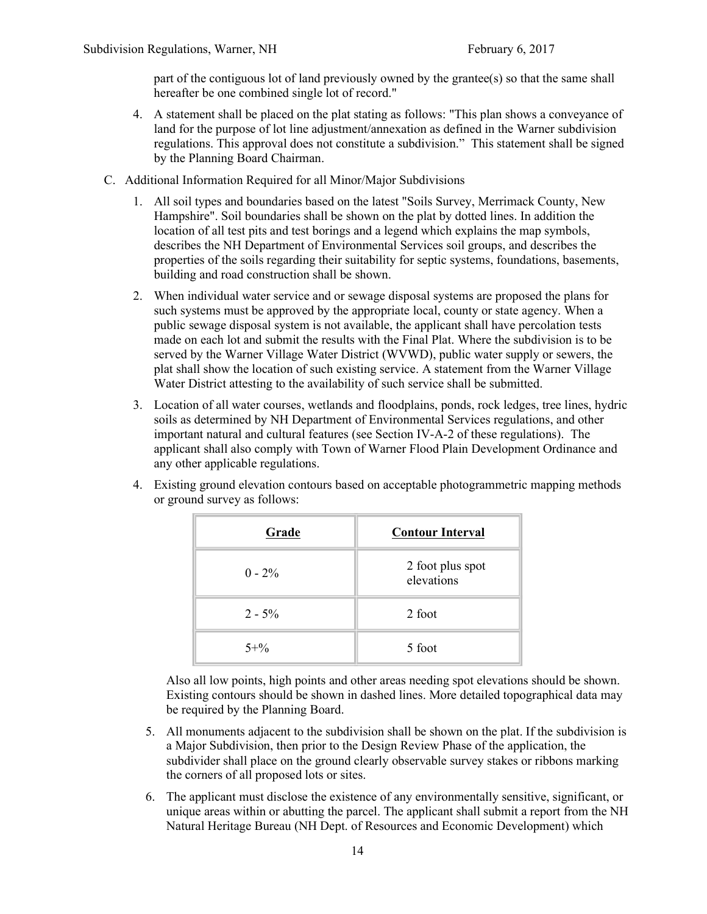part of the contiguous lot of land previously owned by the grantee(s) so that the same shall hereafter be one combined single lot of record."

4. A statement shall be placed on the plat stating as follows: "This plan shows a conveyance of land for the purpose of lot line adjustment/annexation as defined in the Warner subdivision regulations. This approval does not constitute a subdivision." This statement shall be signed by the Planning Board Chairman.

C. Additional Information Required for all Minor/Major Subdivisions

1. All soil types and boundaries based on the latest "Soils Survey, Merrimack County, New Hampshire". Soil boundaries shall be shown on the plat by dotted lines. In addition the location of all test pits and test borings and a legend which explains the map symbols, describes the NH Department of Environmental Services soil groups, and describes the properties of the soils regarding their suitability for septic systems, foundations, basements, building and road construction shall be shown.

2. When individual water service and or sewage disposal systems are proposed the plans for such systems must be approved by the appropriate local, county or state agency. When a public sewage disposal system is not available, the applicant shall have percolation tests made on each lot and submit the results with the Final Plat. Where the subdivision is to be served by the Warner Village Water District (WVWD), public water supply or sewers, the plat shall show the location of such existing service. A statement from the Warner Village Water District attesting to the availability of such service shall be submitted.

3. Location of all water courses, wetlands and floodplains, ponds, rock ledges, tree lines, hydric soils as determined by NH Department of Environmental Services regulations, and other important natural and cultural features (see Section IV-A-2 of these regulations). The applicant shall also comply with Town of Warner Flood Plain Development Ordinance and any other applicable regulations.

4. Existing ground elevation contours based on acceptable photogrammetric mapping methods or ground survey as follows:

| Grade | Contour Interval |
|---|---|
| 0 - 2% | 2 foot plus spot elevations |
| 2 - 5% | 2 foot |
| 5+% | 5 foot |

Also all low points, high points and other areas needing spot elevations should be shown. Existing contours should be shown in dashed lines. More detailed topographical data may be required by the Planning Board.

5. All monuments adjacent to the subdivision shall be shown on the plat. If the subdivision is a Major Subdivision, then prior to the Design Review Phase of the application, the subdivider shall place on the ground clearly observable survey stakes or ribbons marking the corners of all proposed lots or sites.

6. The applicant must disclose the existence of any environmentally sensitive, significant, or unique areas within or abutting the parcel. The applicant shall submit a report from the NH Natural Heritage Bureau (NH Dept. of Resources and Economic Development) which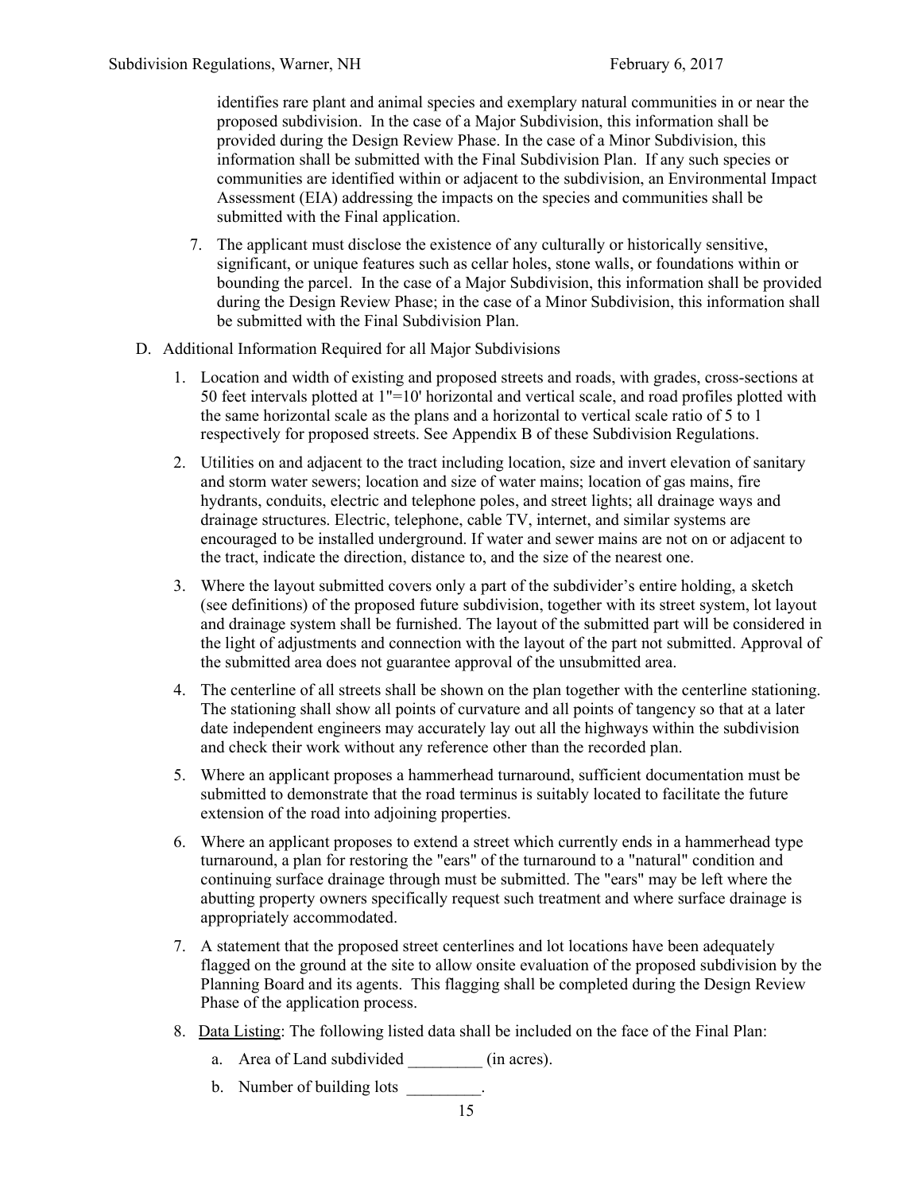identifies rare plant and animal species and exemplary natural communities in or near the proposed subdivision. In the case of a Major Subdivision, this information shall be provided during the Design Review Phase. In the case of a Minor Subdivision, this information shall be submitted with the Final Subdivision Plan. If any such species or communities are identified within or adjacent to the subdivision, an Environmental Impact Assessment (EIA) addressing the impacts on the species and communities shall be submitted with the Final application.

7. The applicant must disclose the existence of any culturally or historically sensitive, significant, or unique features such as cellar holes, stone walls, or foundations within or bounding the parcel. In the case of a Major Subdivision, this information shall be provided during the Design Review Phase; in the case of a Minor Subdivision, this information shall be submitted with the Final Subdivision Plan.

D. Additional Information Required for all Major Subdivisions

1. Location and width of existing and proposed streets and roads, with grades, cross-sections at 50 feet intervals plotted at 1"=10' horizontal and vertical scale, and road profiles plotted with the same horizontal scale as the plans and a horizontal to vertical scale ratio of 5 to 1 respectively for proposed streets. See Appendix B of these Subdivision Regulations.

2. Utilities on and adjacent to the tract including location, size and invert elevation of sanitary and storm water sewers; location and size of water mains; location of gas mains, fire hydrants, conduits, electric and telephone poles, and street lights; all drainage ways and drainage structures. Electric, telephone, cable TV, internet, and similar systems are encouraged to be installed underground. If water and sewer mains are not on or adjacent to the tract, indicate the direction, distance to, and the size of the nearest one.

3. Where the layout submitted covers only a part of the subdivider's entire holding, a sketch (see definitions) of the proposed future subdivision, together with its street system, lot layout and drainage system shall be furnished. The layout of the submitted part will be considered in the light of adjustments and connection with the layout of the part not submitted. Approval of the submitted area does not guarantee approval of the unsubmitted area.

4. The centerline of all streets shall be shown on the plan together with the centerline stationing. The stationing shall show all points of curvature and all points of tangency so that at a later date independent engineers may accurately lay out all the highways within the subdivision and check their work without any reference other than the recorded plan.

5. Where an applicant proposes a hammerhead turnaround, sufficient documentation must be submitted to demonstrate that the road terminus is suitably located to facilitate the future extension of the road into adjoining properties.

6. Where an applicant proposes to extend a street which currently ends in a hammerhead type turnaround, a plan for restoring the "ears" of the turnaround to a "natural" condition and continuing surface drainage through must be submitted. The "ears" may be left where the abutting property owners specifically request such treatment and where surface drainage is appropriately accommodated.

7. A statement that the proposed street centerlines and lot locations have been adequately flagged on the ground at the site to allow onsite evaluation of the proposed subdivision by the Planning Board and its agents. This flagging shall be completed during the Design Review Phase of the application process.

8. <u>Data Listing</u>: The following listed data shall be included on the face of the Final Plan:

   a. Area of Land subdivided _________ (in acres).

   b. Number of building lots _________.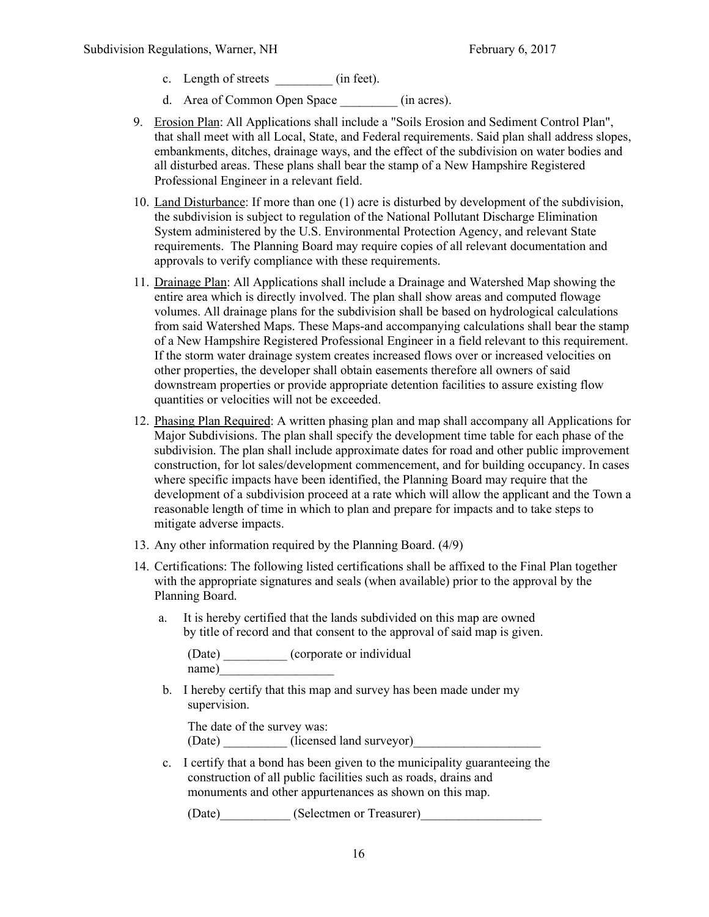c. Length of streets _________ (in feet).

d. Area of Common Open Space _________ (in acres).

9. <u>Erosion Plan</u>: All Applications shall include a "Soils Erosion and Sediment Control Plan", that shall meet with all Local, State, and Federal requirements. Said plan shall address slopes, embankments, ditches, drainage ways, and the effect of the subdivision on water bodies and all disturbed areas. These plans shall bear the stamp of a New Hampshire Registered Professional Engineer in a relevant field.

10. <u>Land Disturbance</u>: If more than one (1) acre is disturbed by development of the subdivision, the subdivision is subject to regulation of the National Pollutant Discharge Elimination System administered by the U.S. Environmental Protection Agency, and relevant State requirements. The Planning Board may require copies of all relevant documentation and approvals to verify compliance with these requirements.

11. <u>Drainage Plan</u>: All Applications shall include a Drainage and Watershed Map showing the entire area which is directly involved. The plan shall show areas and computed flowage volumes. All drainage plans for the subdivision shall be based on hydrological calculations from said Watershed Maps. These Maps-and accompanying calculations shall bear the stamp of a New Hampshire Registered Professional Engineer in a field relevant to this requirement. If the storm water drainage system creates increased flows over or increased velocities on other properties, the developer shall obtain easements therefore all owners of said downstream properties or provide appropriate detention facilities to assure existing flow quantities or velocities will not be exceeded.

12. <u>Phasing Plan Required</u>: A written phasing plan and map shall accompany all Applications for Major Subdivisions. The plan shall specify the development time table for each phase of the subdivision. The plan shall include approximate dates for road and other public improvement construction, for lot sales/development commencement, and for building occupancy. In cases where specific impacts have been identified, the Planning Board may require that the development of a subdivision proceed at a rate which will allow the applicant and the Town a reasonable length of time in which to plan and prepare for impacts and to take steps to mitigate adverse impacts.

13. Any other information required by the Planning Board. (4/9)

14. Certifications: The following listed certifications shall be affixed to the Final Plan together with the appropriate signatures and seals (when available) prior to the approval by the Planning Board.

    a. It is hereby certified that the lands subdivided on this map are owned by title of record and that consent to the approval of said map is given.

       (Date) __________ (corporate or individual name)__________________

    b. I hereby certify that this map and survey has been made under my supervision.

       The date of the survey was:
       (Date) __________ (licensed land surveyor)____________________

    c. I certify that a bond has been given to the municipality guaranteeing the construction of all public facilities such as roads, drains and monuments and other appurtenances as shown on this map.

       (Date)___________ (Selectmen or Treasurer)___________________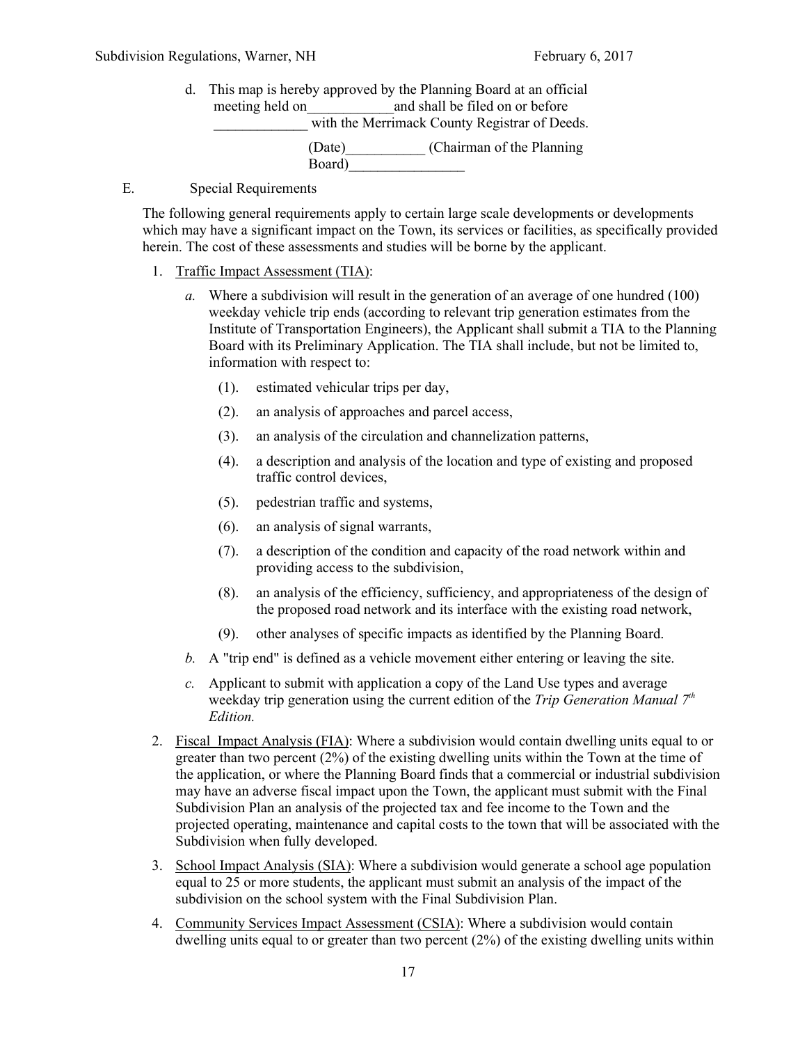d. This map is hereby approved by the Planning Board at an official meeting held on____________and shall be filed on or before _____________ with the Merrimack County Registrar of Deeds.

(Date)___________ (Chairman of the Planning Board)________________

E. Special Requirements

The following general requirements apply to certain large scale developments or developments which may have a significant impact on the Town, its services or facilities, as specifically provided herein. The cost of these assessments and studies will be borne by the applicant.

1. Traffic Impact Assessment (TIA):
   - *a.* Where a subdivision will result in the generation of an average of one hundred (100) weekday vehicle trip ends (according to relevant trip generation estimates from the Institute of Transportation Engineers), the Applicant shall submit a TIA to the Planning Board with its Preliminary Application. The TIA shall include, but not be limited to, information with respect to:
     - (1). estimated vehicular trips per day,
     - (2). an analysis of approaches and parcel access,
     - (3). an analysis of the circulation and channelization patterns,
     - (4). a description and analysis of the location and type of existing and proposed traffic control devices,
     - (5). pedestrian traffic and systems,
     - (6). an analysis of signal warrants,
     - (7). a description of the condition and capacity of the road network within and providing access to the subdivision,
     - (8). an analysis of the efficiency, sufficiency, and appropriateness of the design of the proposed road network and its interface with the existing road network,
     - (9). other analyses of specific impacts as identified by the Planning Board.
   - *b.* A "trip end" is defined as a vehicle movement either entering or leaving the site.
   - *c.* Applicant to submit with application a copy of the Land Use types and average weekday trip generation using the current edition of the *Trip Generation Manual 7th Edition.*
2. Fiscal Impact Analysis (FIA): Where a subdivision would contain dwelling units equal to or greater than two percent (2%) of the existing dwelling units within the Town at the time of the application, or where the Planning Board finds that a commercial or industrial subdivision may have an adverse fiscal impact upon the Town, the applicant must submit with the Final Subdivision Plan an analysis of the projected tax and fee income to the Town and the projected operating, maintenance and capital costs to the town that will be associated with the Subdivision when fully developed.
3. School Impact Analysis (SIA): Where a subdivision would generate a school age population equal to 25 or more students, the applicant must submit an analysis of the impact of the subdivision on the school system with the Final Subdivision Plan.
4. Community Services Impact Assessment (CSIA): Where a subdivision would contain dwelling units equal to or greater than two percent (2%) of the existing dwelling units within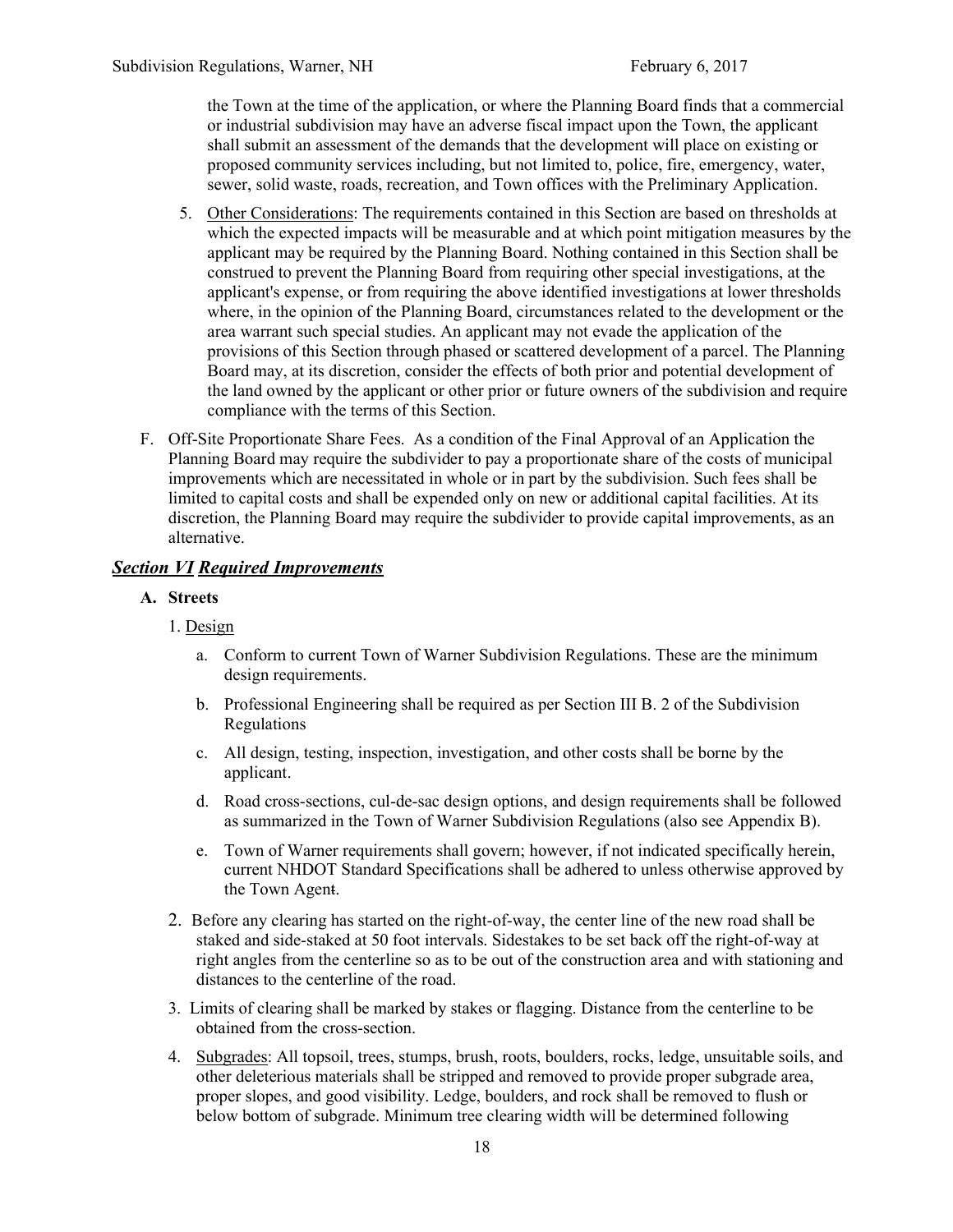the Town at the time of the application, or where the Planning Board finds that a commercial or industrial subdivision may have an adverse fiscal impact upon the Town, the applicant shall submit an assessment of the demands that the development will place on existing or proposed community services including, but not limited to, police, fire, emergency, water, sewer, solid waste, roads, recreation, and Town offices with the Preliminary Application.

5. Other Considerations: The requirements contained in this Section are based on thresholds at which the expected impacts will be measurable and at which point mitigation measures by the applicant may be required by the Planning Board. Nothing contained in this Section shall be construed to prevent the Planning Board from requiring other special investigations, at the applicant's expense, or from requiring the above identified investigations at lower thresholds where, in the opinion of the Planning Board, circumstances related to the development or the area warrant such special studies. An applicant may not evade the application of the provisions of this Section through phased or scattered development of a parcel. The Planning Board may, at its discretion, consider the effects of both prior and potential development of the land owned by the applicant or other prior or future owners of the subdivision and require compliance with the terms of this Section.

F. Off-Site Proportionate Share Fees. As a condition of the Final Approval of an Application the Planning Board may require the subdivider to pay a proportionate share of the costs of municipal improvements which are necessitated in whole or in part by the subdivision. Such fees shall be limited to capital costs and shall be expended only on new or additional capital facilities. At its discretion, the Planning Board may require the subdivider to provide capital improvements, as an alternative.

## ***Section VI Required Improvements***

### A. Streets

1. Design

   a. Conform to current Town of Warner Subdivision Regulations. These are the minimum design requirements.

   b. Professional Engineering shall be required as per Section III B. 2 of the Subdivision Regulations

   c. All design, testing, inspection, investigation, and other costs shall be borne by the applicant.

   d. Road cross-sections, cul-de-sac design options, and design requirements shall be followed as summarized in the Town of Warner Subdivision Regulations (also see Appendix B).

   e. Town of Warner requirements shall govern; however, if not indicated specifically herein, current NHDOT Standard Specifications shall be adhered to unless otherwise approved by the Town Agent.

2. Before any clearing has started on the right-of-way, the center line of the new road shall be staked and side-staked at 50 foot intervals. Sidestakes to be set back off the right-of-way at right angles from the centerline so as to be out of the construction area and with stationing and distances to the centerline of the road.

3. Limits of clearing shall be marked by stakes or flagging. Distance from the centerline to be obtained from the cross-section.

4. Subgrades: All topsoil, trees, stumps, brush, roots, boulders, rocks, ledge, unsuitable soils, and other deleterious materials shall be stripped and removed to provide proper subgrade area, proper slopes, and good visibility. Ledge, boulders, and rock shall be removed to flush or below bottom of subgrade. Minimum tree clearing width will be determined following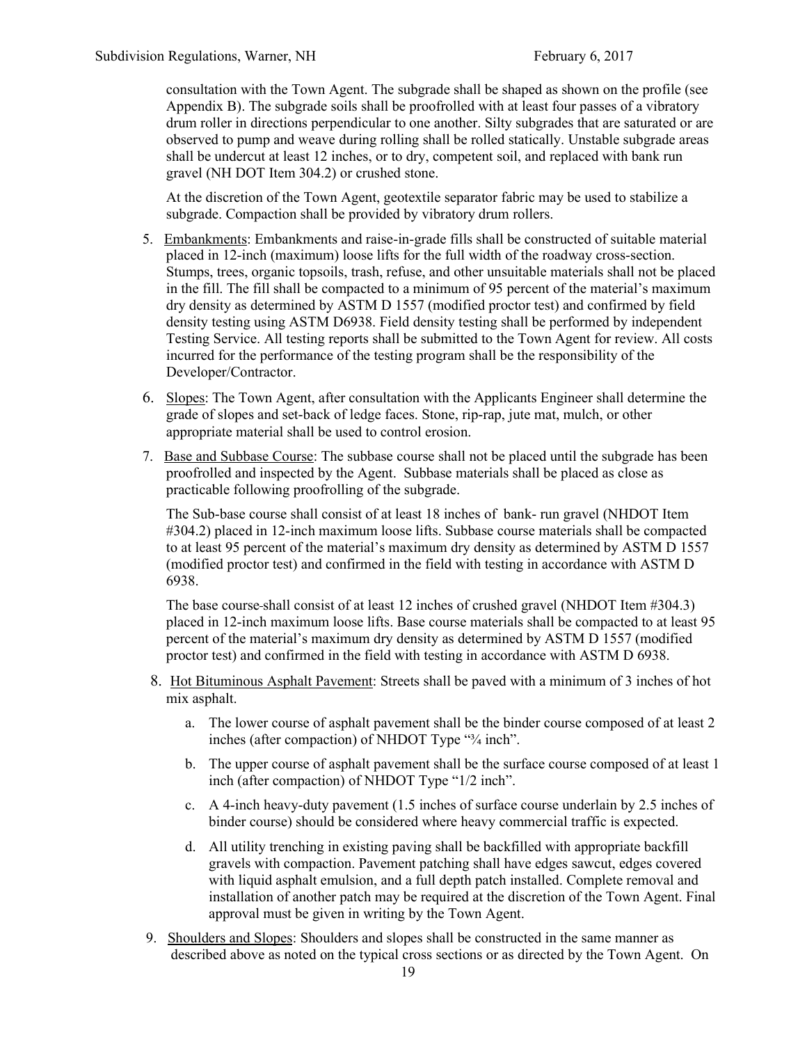consultation with the Town Agent. The subgrade shall be shaped as shown on the profile (see Appendix B). The subgrade soils shall be proofrolled with at least four passes of a vibratory drum roller in directions perpendicular to one another. Silty subgrades that are saturated or are observed to pump and weave during rolling shall be rolled statically. Unstable subgrade areas shall be undercut at least 12 inches, or to dry, competent soil, and replaced with bank run gravel (NH DOT Item 304.2) or crushed stone.

At the discretion of the Town Agent, geotextile separator fabric may be used to stabilize a subgrade. Compaction shall be provided by vibratory drum rollers.

5. Embankments: Embankments and raise-in-grade fills shall be constructed of suitable material placed in 12-inch (maximum) loose lifts for the full width of the roadway cross-section. Stumps, trees, organic topsoils, trash, refuse, and other unsuitable materials shall not be placed in the fill. The fill shall be compacted to a minimum of 95 percent of the material's maximum dry density as determined by ASTM D 1557 (modified proctor test) and confirmed by field density testing using ASTM D6938. Field density testing shall be performed by independent Testing Service. All testing reports shall be submitted to the Town Agent for review. All costs incurred for the performance of the testing program shall be the responsibility of the Developer/Contractor.

6. Slopes: The Town Agent, after consultation with the Applicants Engineer shall determine the grade of slopes and set-back of ledge faces. Stone, rip-rap, jute mat, mulch, or other appropriate material shall be used to control erosion.

7. Base and Subbase Course: The subbase course shall not be placed until the subgrade has been proofrolled and inspected by the Agent. Subbase materials shall be placed as close as practicable following proofrolling of the subgrade.

   The Sub-base course shall consist of at least 18 inches of bank- run gravel (NHDOT Item #304.2) placed in 12-inch maximum loose lifts. Subbase course materials shall be compacted to at least 95 percent of the material's maximum dry density as determined by ASTM D 1557 (modified proctor test) and confirmed in the field with testing in accordance with ASTM D 6938.

   The base course shall consist of at least 12 inches of crushed gravel (NHDOT Item #304.3) placed in 12-inch maximum loose lifts. Base course materials shall be compacted to at least 95 percent of the material's maximum dry density as determined by ASTM D 1557 (modified proctor test) and confirmed in the field with testing in accordance with ASTM D 6938.

8. Hot Bituminous Asphalt Pavement: Streets shall be paved with a minimum of 3 inches of hot mix asphalt.

   a. The lower course of asphalt pavement shall be the binder course composed of at least 2 inches (after compaction) of NHDOT Type "¾ inch".

   b. The upper course of asphalt pavement shall be the surface course composed of at least 1 inch (after compaction) of NHDOT Type "1/2 inch".

   c. A 4-inch heavy-duty pavement (1.5 inches of surface course underlain by 2.5 inches of binder course) should be considered where heavy commercial traffic is expected.

   d. All utility trenching in existing paving shall be backfilled with appropriate backfill gravels with compaction. Pavement patching shall have edges sawcut, edges covered with liquid asphalt emulsion, and a full depth patch installed. Complete removal and installation of another patch may be required at the discretion of the Town Agent. Final approval must be given in writing by the Town Agent.

9. Shoulders and Slopes: Shoulders and slopes shall be constructed in the same manner as described above as noted on the typical cross sections or as directed by the Town Agent. On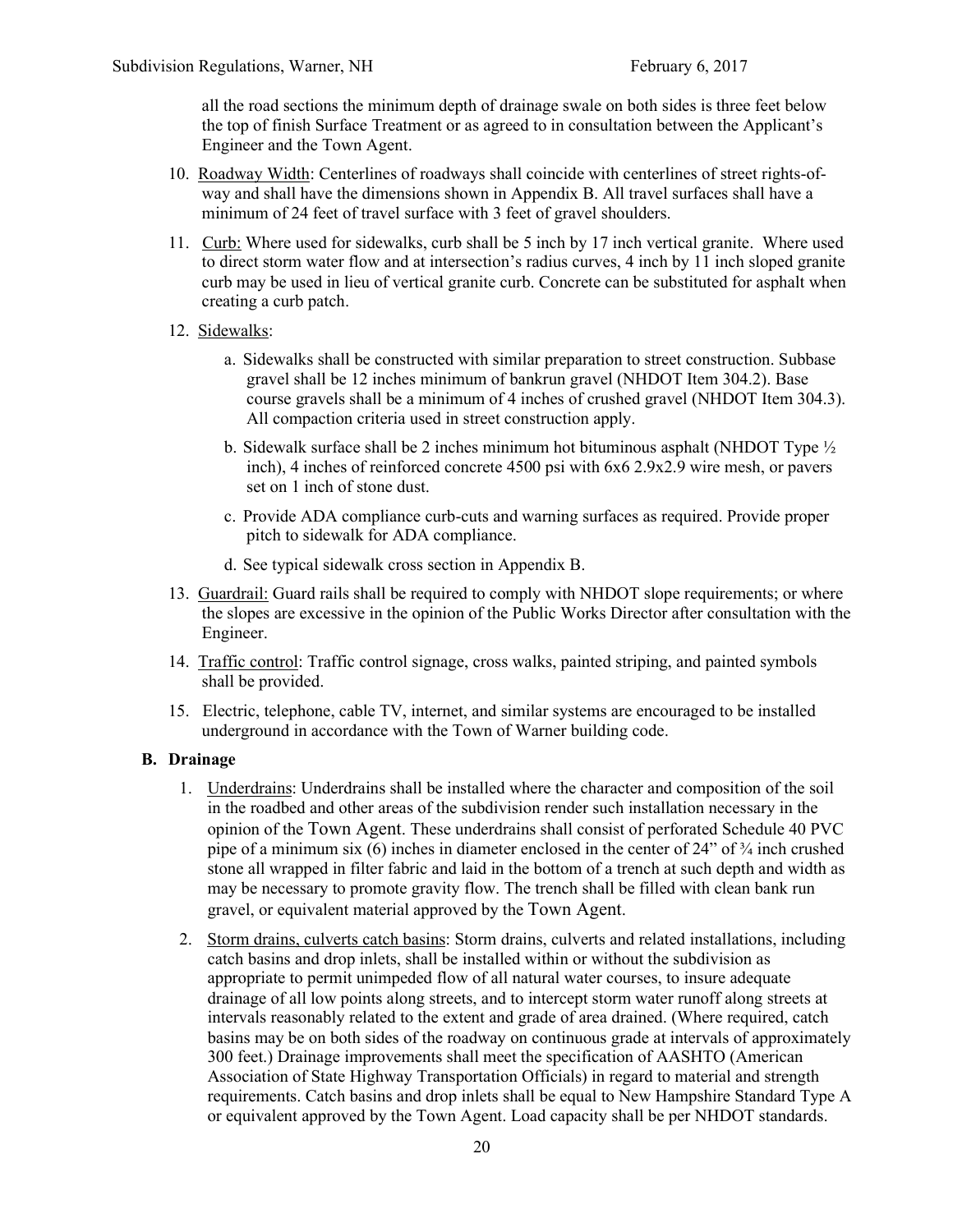all the road sections the minimum depth of drainage swale on both sides is three feet below the top of finish Surface Treatment or as agreed to in consultation between the Applicant's Engineer and the Town Agent.

10. Roadway Width: Centerlines of roadways shall coincide with centerlines of street rights-of-way and shall have the dimensions shown in Appendix B. All travel surfaces shall have a minimum of 24 feet of travel surface with 3 feet of gravel shoulders.

11. Curb: Where used for sidewalks, curb shall be 5 inch by 17 inch vertical granite. Where used to direct storm water flow and at intersection's radius curves, 4 inch by 11 inch sloped granite curb may be used in lieu of vertical granite curb. Concrete can be substituted for asphalt when creating a curb patch.

12. Sidewalks:

    a. Sidewalks shall be constructed with similar preparation to street construction. Subbase gravel shall be 12 inches minimum of bankrun gravel (NHDOT Item 304.2). Base course gravels shall be a minimum of 4 inches of crushed gravel (NHDOT Item 304.3). All compaction criteria used in street construction apply.

    b. Sidewalk surface shall be 2 inches minimum hot bituminous asphalt (NHDOT Type ½ inch), 4 inches of reinforced concrete 4500 psi with 6x6 2.9x2.9 wire mesh, or pavers set on 1 inch of stone dust.

    c. Provide ADA compliance curb-cuts and warning surfaces as required. Provide proper pitch to sidewalk for ADA compliance.

    d. See typical sidewalk cross section in Appendix B.

13. Guardrail: Guard rails shall be required to comply with NHDOT slope requirements; or where the slopes are excessive in the opinion of the Public Works Director after consultation with the Engineer.

14. Traffic control: Traffic control signage, cross walks, painted striping, and painted symbols shall be provided.

15. Electric, telephone, cable TV, internet, and similar systems are encouraged to be installed underground in accordance with the Town of Warner building code.

**B. Drainage**

1. Underdrains: Underdrains shall be installed where the character and composition of the soil in the roadbed and other areas of the subdivision render such installation necessary in the opinion of the Town Agent. These underdrains shall consist of perforated Schedule 40 PVC pipe of a minimum six (6) inches in diameter enclosed in the center of 24" of ¾ inch crushed stone all wrapped in filter fabric and laid in the bottom of a trench at such depth and width as may be necessary to promote gravity flow. The trench shall be filled with clean bank run gravel, or equivalent material approved by the Town Agent.

2. Storm drains, culverts catch basins: Storm drains, culverts and related installations, including catch basins and drop inlets, shall be installed within or without the subdivision as appropriate to permit unimpeded flow of all natural water courses, to insure adequate drainage of all low points along streets, and to intercept storm water runoff along streets at intervals reasonably related to the extent and grade of area drained. (Where required, catch basins may be on both sides of the roadway on continuous grade at intervals of approximately 300 feet.) Drainage improvements shall meet the specification of AASHTO (American Association of State Highway Transportation Officials) in regard to material and strength requirements. Catch basins and drop inlets shall be equal to New Hampshire Standard Type A or equivalent approved by the Town Agent. Load capacity shall be per NHDOT standards.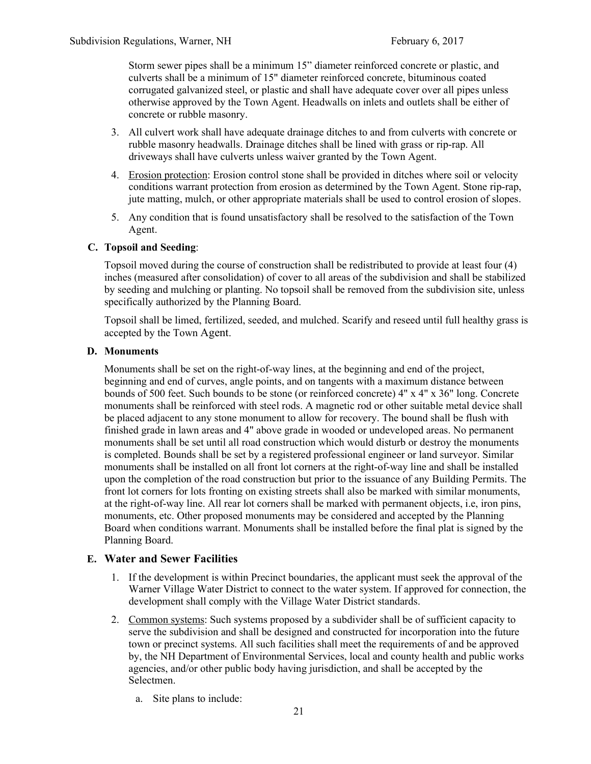Storm sewer pipes shall be a minimum 15" diameter reinforced concrete or plastic, and culverts shall be a minimum of 15" diameter reinforced concrete, bituminous coated corrugated galvanized steel, or plastic and shall have adequate cover over all pipes unless otherwise approved by the Town Agent. Headwalls on inlets and outlets shall be either of concrete or rubble masonry.

3. All culvert work shall have adequate drainage ditches to and from culverts with concrete or rubble masonry headwalls. Drainage ditches shall be lined with grass or rip-rap. All driveways shall have culverts unless waiver granted by the Town Agent.
4. Erosion protection: Erosion control stone shall be provided in ditches where soil or velocity conditions warrant protection from erosion as determined by the Town Agent. Stone rip-rap, jute matting, mulch, or other appropriate materials shall be used to control erosion of slopes.
5. Any condition that is found unsatisfactory shall be resolved to the satisfaction of the Town Agent.

### C. Topsoil and Seeding:

Topsoil moved during the course of construction shall be redistributed to provide at least four (4) inches (measured after consolidation) of cover to all areas of the subdivision and shall be stabilized by seeding and mulching or planting. No topsoil shall be removed from the subdivision site, unless specifically authorized by the Planning Board.

Topsoil shall be limed, fertilized, seeded, and mulched. Scarify and reseed until full healthy grass is accepted by the Town Agent.

### D. Monuments

Monuments shall be set on the right-of-way lines, at the beginning and end of the project, beginning and end of curves, angle points, and on tangents with a maximum distance between bounds of 500 feet. Such bounds to be stone (or reinforced concrete) 4" x 4" x 36" long. Concrete monuments shall be reinforced with steel rods. A magnetic rod or other suitable metal device shall be placed adjacent to any stone monument to allow for recovery. The bound shall be flush with finished grade in lawn areas and 4" above grade in wooded or undeveloped areas. No permanent monuments shall be set until all road construction which would disturb or destroy the monuments is completed. Bounds shall be set by a registered professional engineer or land surveyor. Similar monuments shall be installed on all front lot corners at the right-of-way line and shall be installed upon the completion of the road construction but prior to the issuance of any Building Permits. The front lot corners for lots fronting on existing streets shall also be marked with similar monuments, at the right-of-way line. All rear lot corners shall be marked with permanent objects, i.e, iron pins, monuments, etc. Other proposed monuments may be considered and accepted by the Planning Board when conditions warrant. Monuments shall be installed before the final plat is signed by the Planning Board.

### E. Water and Sewer Facilities

1. If the development is within Precinct boundaries, the applicant must seek the approval of the Warner Village Water District to connect to the water system. If approved for connection, the development shall comply with the Village Water District standards.
2. Common systems: Such systems proposed by a subdivider shall be of sufficient capacity to serve the subdivision and shall be designed and constructed for incorporation into the future town or precinct systems. All such facilities shall meet the requirements of and be approved by, the NH Department of Environmental Services, local and county health and public works agencies, and/or other public body having jurisdiction, and shall be accepted by the Selectmen.
   a. Site plans to include: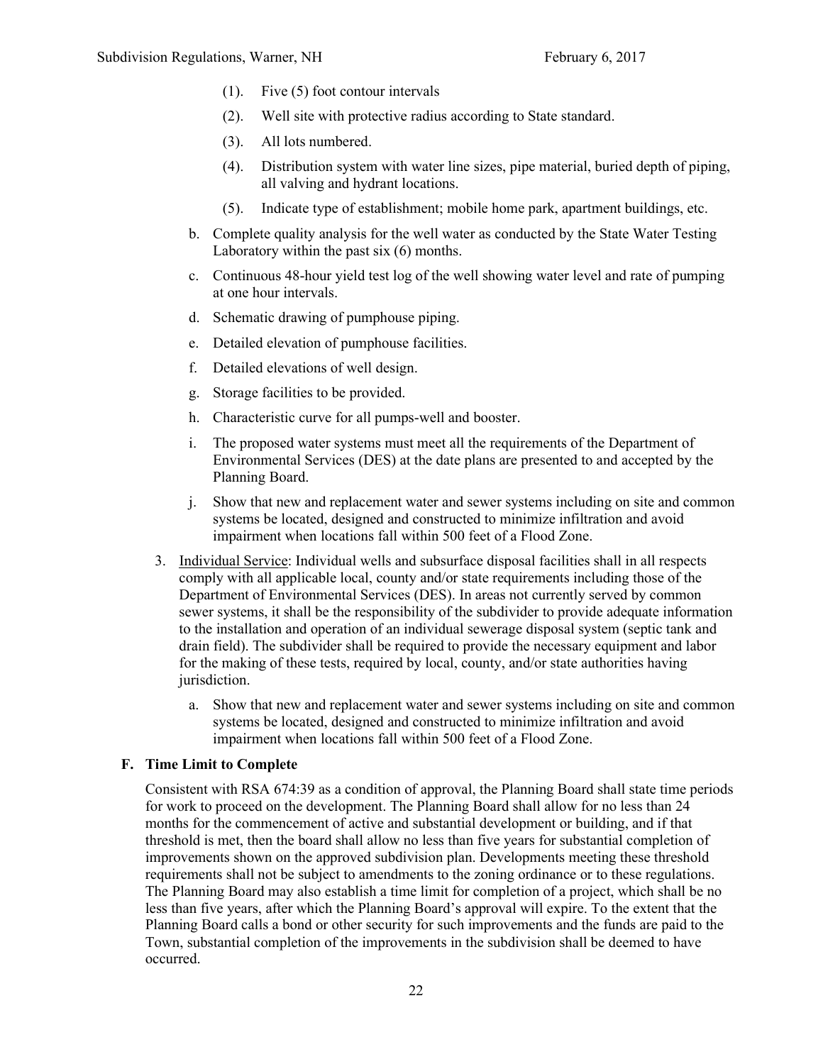(1). Five (5) foot contour intervals

(2). Well site with protective radius according to State standard.

(3). All lots numbered.

(4). Distribution system with water line sizes, pipe material, buried depth of piping, all valving and hydrant locations.

(5). Indicate type of establishment; mobile home park, apartment buildings, etc.

b. Complete quality analysis for the well water as conducted by the State Water Testing Laboratory within the past six (6) months.

c. Continuous 48-hour yield test log of the well showing water level and rate of pumping at one hour intervals.

d. Schematic drawing of pumphouse piping.

e. Detailed elevation of pumphouse facilities.

f. Detailed elevations of well design.

g. Storage facilities to be provided.

h. Characteristic curve for all pumps-well and booster.

i. The proposed water systems must meet all the requirements of the Department of Environmental Services (DES) at the date plans are presented to and accepted by the Planning Board.

j. Show that new and replacement water and sewer systems including on site and common systems be located, designed and constructed to minimize infiltration and avoid impairment when locations fall within 500 feet of a Flood Zone.

3. Individual Service: Individual wells and subsurface disposal facilities shall in all respects comply with all applicable local, county and/or state requirements including those of the Department of Environmental Services (DES). In areas not currently served by common sewer systems, it shall be the responsibility of the subdivider to provide adequate information to the installation and operation of an individual sewerage disposal system (septic tank and drain field). The subdivider shall be required to provide the necessary equipment and labor for the making of these tests, required by local, county, and/or state authorities having jurisdiction.

   a. Show that new and replacement water and sewer systems including on site and common systems be located, designed and constructed to minimize infiltration and avoid impairment when locations fall within 500 feet of a Flood Zone.

### F. Time Limit to Complete

Consistent with RSA 674:39 as a condition of approval, the Planning Board shall state time periods for work to proceed on the development. The Planning Board shall allow for no less than 24 months for the commencement of active and substantial development or building, and if that threshold is met, then the board shall allow no less than five years for substantial completion of improvements shown on the approved subdivision plan. Developments meeting these threshold requirements shall not be subject to amendments to the zoning ordinance or to these regulations. The Planning Board may also establish a time limit for completion of a project, which shall be no less than five years, after which the Planning Board's approval will expire. To the extent that the Planning Board calls a bond or other security for such improvements and the funds are paid to the Town, substantial completion of the improvements in the subdivision shall be deemed to have occurred.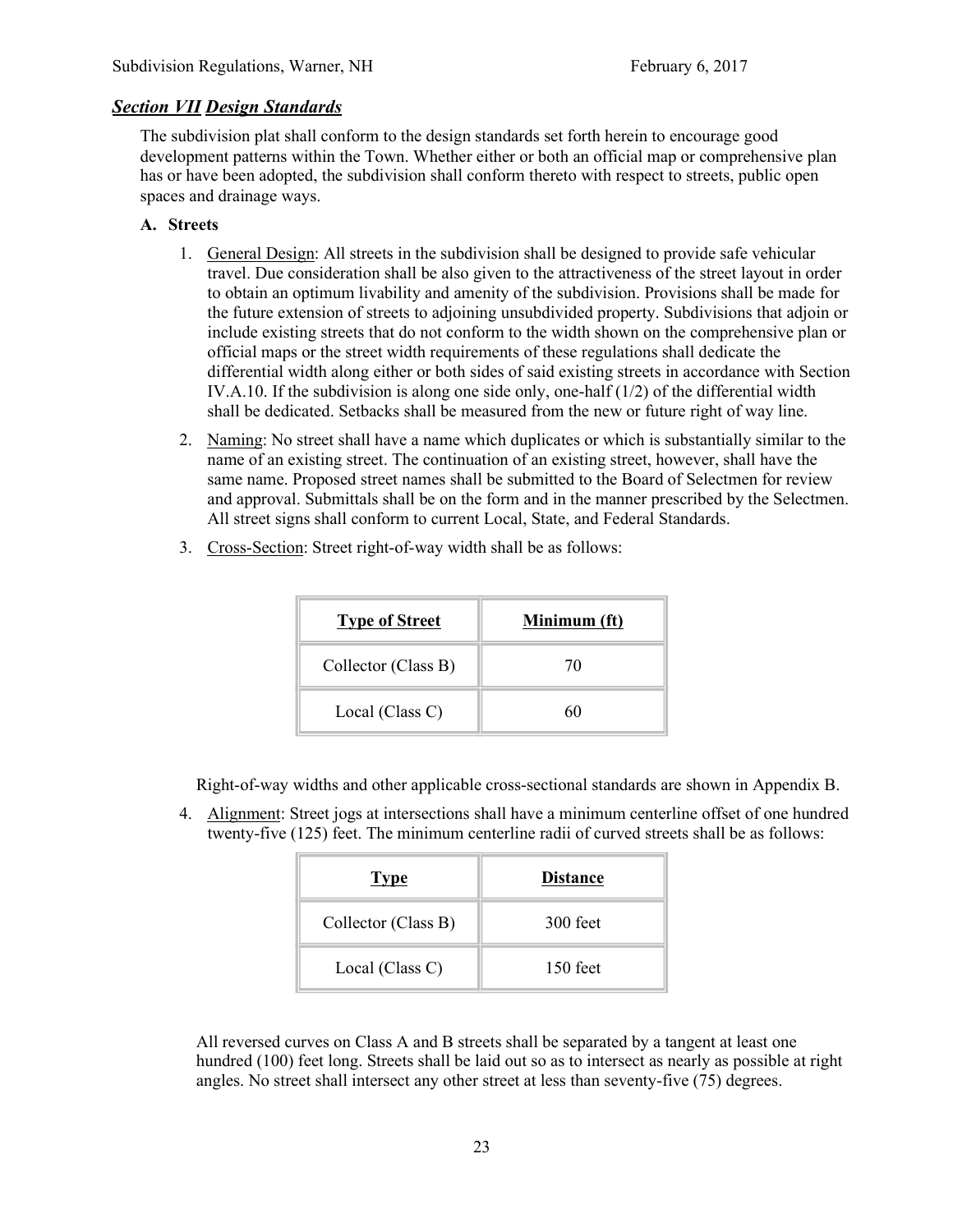## ***Section VII Design Standards***

The subdivision plat shall conform to the design standards set forth herein to encourage good development patterns within the Town. Whether either or both an official map or comprehensive plan has or have been adopted, the subdivision shall conform thereto with respect to streets, public open spaces and drainage ways.

### A. Streets

1. General Design: All streets in the subdivision shall be designed to provide safe vehicular travel. Due consideration shall be also given to the attractiveness of the street layout in order to obtain an optimum livability and amenity of the subdivision. Provisions shall be made for the future extension of streets to adjoining unsubdivided property. Subdivisions that adjoin or include existing streets that do not conform to the width shown on the comprehensive plan or official maps or the street width requirements of these regulations shall dedicate the differential width along either or both sides of said existing streets in accordance with Section IV.A.10. If the subdivision is along one side only, one-half (1/2) of the differential width shall be dedicated. Setbacks shall be measured from the new or future right of way line.

2. Naming: No street shall have a name which duplicates or which is substantially similar to the name of an existing street. The continuation of an existing street, however, shall have the same name. Proposed street names shall be submitted to the Board of Selectmen for review and approval. Submittals shall be on the form and in the manner prescribed by the Selectmen. All street signs shall conform to current Local, State, and Federal Standards.

3. Cross-Section: Street right-of-way width shall be as follows:

| Type of Street | Minimum (ft) |
|---|---|
| Collector (Class B) | 70 |
| Local (Class C) | 60 |

Right-of-way widths and other applicable cross-sectional standards are shown in Appendix B.

4. Alignment: Street jogs at intersections shall have a minimum centerline offset of one hundred twenty-five (125) feet. The minimum centerline radii of curved streets shall be as follows:

| Type | Distance |
|---|---|
| Collector (Class B) | 300 feet |
| Local (Class C) | 150 feet |

All reversed curves on Class A and B streets shall be separated by a tangent at least one hundred (100) feet long. Streets shall be laid out so as to intersect as nearly as possible at right angles. No street shall intersect any other street at less than seventy-five (75) degrees.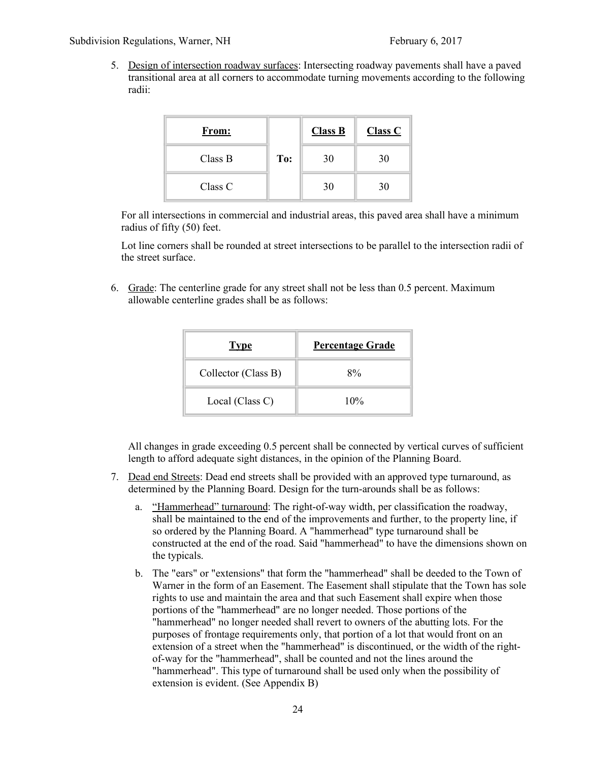5. Design of intersection roadway surfaces: Intersecting roadway pavements shall have a paved transitional area at all corners to accommodate turning movements according to the following radii:

| **From:** | | **Class B** | **Class C** |
|---|---|---|---|
| Class B | **To:** | 30 | 30 |
| Class C | | 30 | 30 |

For all intersections in commercial and industrial areas, this paved area shall have a minimum radius of fifty (50) feet.

Lot line corners shall be rounded at street intersections to be parallel to the intersection radii of the street surface.

6. Grade: The centerline grade for any street shall not be less than 0.5 percent. Maximum allowable centerline grades shall be as follows:

| **Type** | **Percentage Grade** |
|---|---|
| Collector (Class B) | 8% |
| Local (Class C) | 10% |

All changes in grade exceeding 0.5 percent shall be connected by vertical curves of sufficient length to afford adequate sight distances, in the opinion of the Planning Board.

7. Dead end Streets: Dead end streets shall be provided with an approved type turnaround, as determined by the Planning Board. Design for the turn-arounds shall be as follows:

   a. "Hammerhead" turnaround: The right-of-way width, per classification the roadway, shall be maintained to the end of the improvements and further, to the property line, if so ordered by the Planning Board. A "hammerhead" type turnaround shall be constructed at the end of the road. Said "hammerhead" to have the dimensions shown on the typicals.

   b. The "ears" or "extensions" that form the "hammerhead" shall be deeded to the Town of Warner in the form of an Easement. The Easement shall stipulate that the Town has sole rights to use and maintain the area and that such Easement shall expire when those portions of the "hammerhead" are no longer needed. Those portions of the "hammerhead" no longer needed shall revert to owners of the abutting lots. For the purposes of frontage requirements only, that portion of a lot that would front on an extension of a street when the "hammerhead" is discontinued, or the width of the right-of-way for the "hammerhead", shall be counted and not the lines around the "hammerhead". This type of turnaround shall be used only when the possibility of extension is evident. (See Appendix B)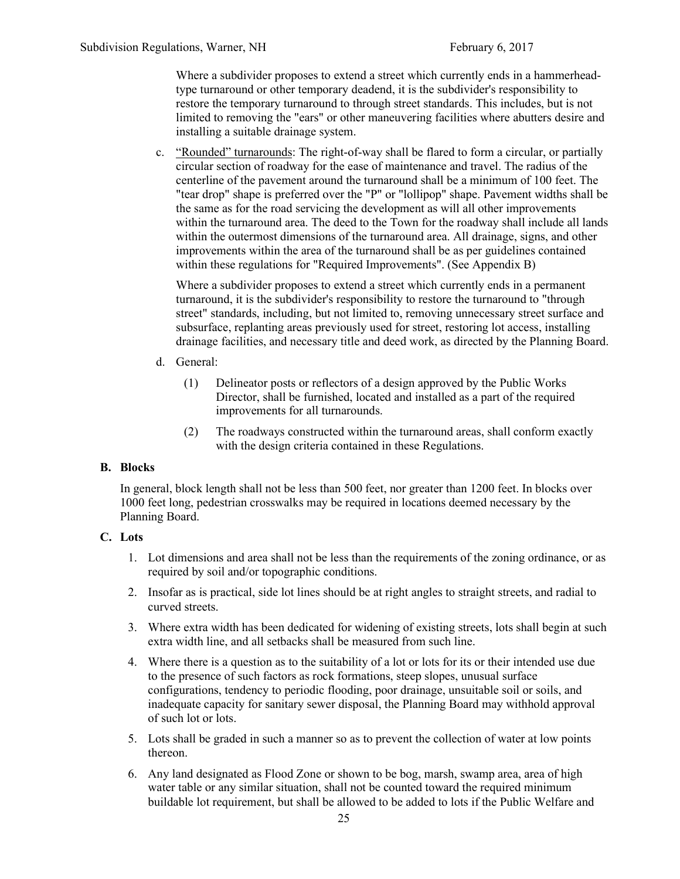Where a subdivider proposes to extend a street which currently ends in a hammerhead-type turnaround or other temporary deadend, it is the subdivider's responsibility to restore the temporary turnaround to through street standards. This includes, but is not limited to removing the "ears" or other maneuvering facilities where abutters desire and installing a suitable drainage system.

c. "Rounded" turnarounds: The right-of-way shall be flared to form a circular, or partially circular section of roadway for the ease of maintenance and travel. The radius of the centerline of the pavement around the turnaround shall be a minimum of 100 feet. The "tear drop" shape is preferred over the "P" or "lollipop" shape. Pavement widths shall be the same as for the road servicing the development as will all other improvements within the turnaround area. The deed to the Town for the roadway shall include all lands within the outermost dimensions of the turnaround area. All drainage, signs, and other improvements within the area of the turnaround shall be as per guidelines contained within these regulations for "Required Improvements". (See Appendix B)

Where a subdivider proposes to extend a street which currently ends in a permanent turnaround, it is the subdivider's responsibility to restore the turnaround to "through street" standards, including, but not limited to, removing unnecessary street surface and subsurface, replanting areas previously used for street, restoring lot access, installing drainage facilities, and necessary title and deed work, as directed by the Planning Board.

d. General:

(1) Delineator posts or reflectors of a design approved by the Public Works Director, shall be furnished, located and installed as a part of the required improvements for all turnarounds.

(2) The roadways constructed within the turnaround areas, shall conform exactly with the design criteria contained in these Regulations.

**B. Blocks**

In general, block length shall not be less than 500 feet, nor greater than 1200 feet. In blocks over 1000 feet long, pedestrian crosswalks may be required in locations deemed necessary by the Planning Board.

**C. Lots**

1. Lot dimensions and area shall not be less than the requirements of the zoning ordinance, or as required by soil and/or topographic conditions.
2. Insofar as is practical, side lot lines should be at right angles to straight streets, and radial to curved streets.
3. Where extra width has been dedicated for widening of existing streets, lots shall begin at such extra width line, and all setbacks shall be measured from such line.
4. Where there is a question as to the suitability of a lot or lots for its or their intended use due to the presence of such factors as rock formations, steep slopes, unusual surface configurations, tendency to periodic flooding, poor drainage, unsuitable soil or soils, and inadequate capacity for sanitary sewer disposal, the Planning Board may withhold approval of such lot or lots.
5. Lots shall be graded in such a manner so as to prevent the collection of water at low points thereon.
6. Any land designated as Flood Zone or shown to be bog, marsh, swamp area, area of high water table or any similar situation, shall not be counted toward the required minimum buildable lot requirement, but shall be allowed to be added to lots if the Public Welfare and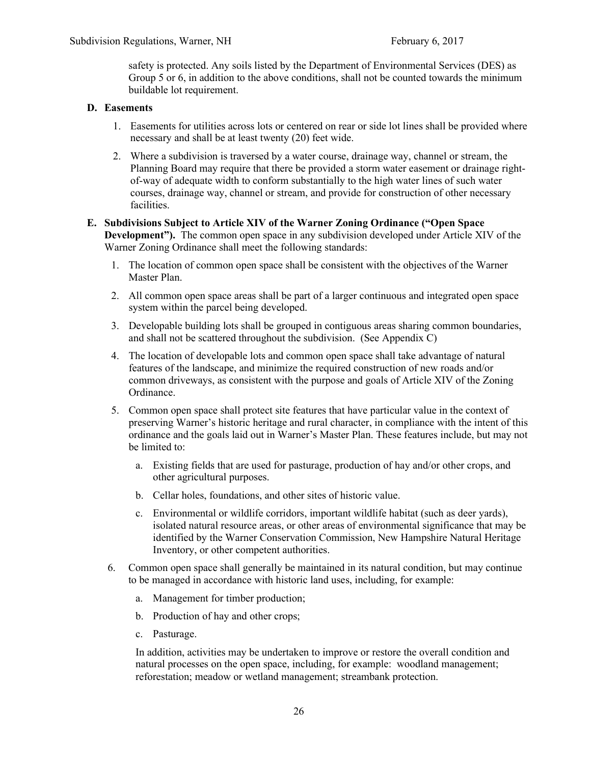safety is protected. Any soils listed by the Department of Environmental Services (DES) as Group 5 or 6, in addition to the above conditions, shall not be counted towards the minimum buildable lot requirement.

**D. Easements**

1. Easements for utilities across lots or centered on rear or side lot lines shall be provided where necessary and shall be at least twenty (20) feet wide.
2. Where a subdivision is traversed by a water course, drainage way, channel or stream, the Planning Board may require that there be provided a storm water easement or drainage right-of-way of adequate width to conform substantially to the high water lines of such water courses, drainage way, channel or stream, and provide for construction of other necessary facilities.

**E. Subdivisions Subject to Article XIV of the Warner Zoning Ordinance ("Open Space Development").** The common open space in any subdivision developed under Article XIV of the Warner Zoning Ordinance shall meet the following standards:

1. The location of common open space shall be consistent with the objectives of the Warner Master Plan.
2. All common open space areas shall be part of a larger continuous and integrated open space system within the parcel being developed.
3. Developable building lots shall be grouped in contiguous areas sharing common boundaries, and shall not be scattered throughout the subdivision. (See Appendix C)
4. The location of developable lots and common open space shall take advantage of natural features of the landscape, and minimize the required construction of new roads and/or common driveways, as consistent with the purpose and goals of Article XIV of the Zoning Ordinance.
5. Common open space shall protect site features that have particular value in the context of preserving Warner's historic heritage and rural character, in compliance with the intent of this ordinance and the goals laid out in Warner's Master Plan. These features include, but may not be limited to:
   a. Existing fields that are used for pasturage, production of hay and/or other crops, and other agricultural purposes.
   b. Cellar holes, foundations, and other sites of historic value.
   c. Environmental or wildlife corridors, important wildlife habitat (such as deer yards), isolated natural resource areas, or other areas of environmental significance that may be identified by the Warner Conservation Commission, New Hampshire Natural Heritage Inventory, or other competent authorities.
6. Common open space shall generally be maintained in its natural condition, but may continue to be managed in accordance with historic land uses, including, for example:
   a. Management for timber production;
   b. Production of hay and other crops;
   c. Pasturage.

   In addition, activities may be undertaken to improve or restore the overall condition and natural processes on the open space, including, for example: woodland management; reforestation; meadow or wetland management; streambank protection.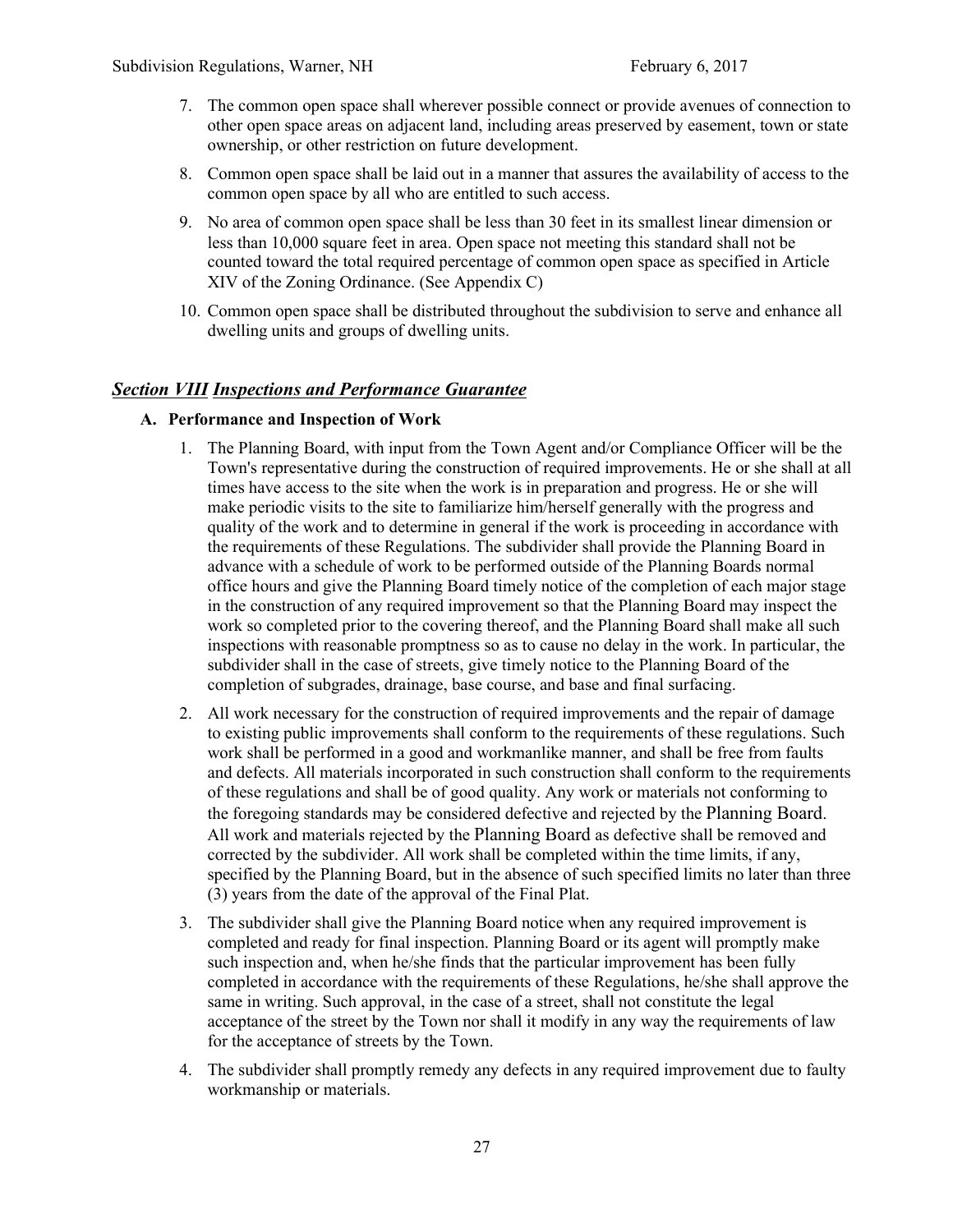7. The common open space shall wherever possible connect or provide avenues of connection to other open space areas on adjacent land, including areas preserved by easement, town or state ownership, or other restriction on future development.

8. Common open space shall be laid out in a manner that assures the availability of access to the common open space by all who are entitled to such access.

9. No area of common open space shall be less than 30 feet in its smallest linear dimension or less than 10,000 square feet in area. Open space not meeting this standard shall not be counted toward the total required percentage of common open space as specified in Article XIV of the Zoning Ordinance. (See Appendix C)

10. Common open space shall be distributed throughout the subdivision to serve and enhance all dwelling units and groups of dwelling units.

## ***Section VIII Inspections and Performance Guarantee***

### A. Performance and Inspection of Work

1. The Planning Board, with input from the Town Agent and/or Compliance Officer will be the Town's representative during the construction of required improvements. He or she shall at all times have access to the site when the work is in preparation and progress. He or she will make periodic visits to the site to familiarize him/herself generally with the progress and quality of the work and to determine in general if the work is proceeding in accordance with the requirements of these Regulations. The subdivider shall provide the Planning Board in advance with a schedule of work to be performed outside of the Planning Boards normal office hours and give the Planning Board timely notice of the completion of each major stage in the construction of any required improvement so that the Planning Board may inspect the work so completed prior to the covering thereof, and the Planning Board shall make all such inspections with reasonable promptness so as to cause no delay in the work. In particular, the subdivider shall in the case of streets, give timely notice to the Planning Board of the completion of subgrades, drainage, base course, and base and final surfacing.

2. All work necessary for the construction of required improvements and the repair of damage to existing public improvements shall conform to the requirements of these regulations. Such work shall be performed in a good and workmanlike manner, and shall be free from faults and defects. All materials incorporated in such construction shall conform to the requirements of these regulations and shall be of good quality. Any work or materials not conforming to the foregoing standards may be considered defective and rejected by the Planning Board. All work and materials rejected by the Planning Board as defective shall be removed and corrected by the subdivider. All work shall be completed within the time limits, if any, specified by the Planning Board, but in the absence of such specified limits no later than three (3) years from the date of the approval of the Final Plat.

3. The subdivider shall give the Planning Board notice when any required improvement is completed and ready for final inspection. Planning Board or its agent will promptly make such inspection and, when he/she finds that the particular improvement has been fully completed in accordance with the requirements of these Regulations, he/she shall approve the same in writing. Such approval, in the case of a street, shall not constitute the legal acceptance of the street by the Town nor shall it modify in any way the requirements of law for the acceptance of streets by the Town.

4. The subdivider shall promptly remedy any defects in any required improvement due to faulty workmanship or materials.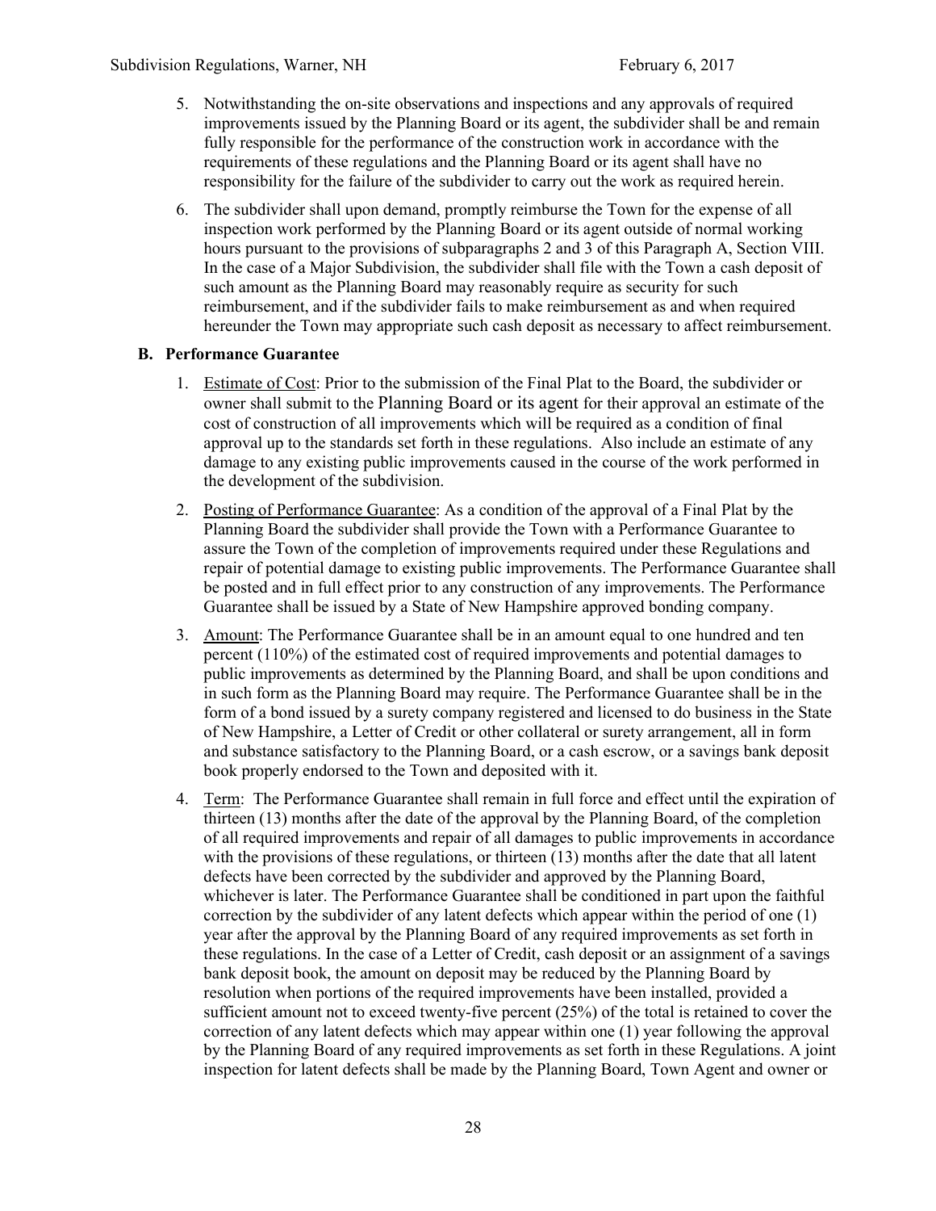5. Notwithstanding the on-site observations and inspections and any approvals of required improvements issued by the Planning Board or its agent, the subdivider shall be and remain fully responsible for the performance of the construction work in accordance with the requirements of these regulations and the Planning Board or its agent shall have no responsibility for the failure of the subdivider to carry out the work as required herein.

6. The subdivider shall upon demand, promptly reimburse the Town for the expense of all inspection work performed by the Planning Board or its agent outside of normal working hours pursuant to the provisions of subparagraphs 2 and 3 of this Paragraph A, Section VIII. In the case of a Major Subdivision, the subdivider shall file with the Town a cash deposit of such amount as the Planning Board may reasonably require as security for such reimbursement, and if the subdivider fails to make reimbursement as and when required hereunder the Town may appropriate such cash deposit as necessary to affect reimbursement.

### B. Performance Guarantee

1. Estimate of Cost: Prior to the submission of the Final Plat to the Board, the subdivider or owner shall submit to the Planning Board or its agent for their approval an estimate of the cost of construction of all improvements which will be required as a condition of final approval up to the standards set forth in these regulations. Also include an estimate of any damage to any existing public improvements caused in the course of the work performed in the development of the subdivision.

2. Posting of Performance Guarantee: As a condition of the approval of a Final Plat by the Planning Board the subdivider shall provide the Town with a Performance Guarantee to assure the Town of the completion of improvements required under these Regulations and repair of potential damage to existing public improvements. The Performance Guarantee shall be posted and in full effect prior to any construction of any improvements. The Performance Guarantee shall be issued by a State of New Hampshire approved bonding company.

3. Amount: The Performance Guarantee shall be in an amount equal to one hundred and ten percent (110%) of the estimated cost of required improvements and potential damages to public improvements as determined by the Planning Board, and shall be upon conditions and in such form as the Planning Board may require. The Performance Guarantee shall be in the form of a bond issued by a surety company registered and licensed to do business in the State of New Hampshire, a Letter of Credit or other collateral or surety arrangement, all in form and substance satisfactory to the Planning Board, or a cash escrow, or a savings bank deposit book properly endorsed to the Town and deposited with it.

4. Term: The Performance Guarantee shall remain in full force and effect until the expiration of thirteen (13) months after the date of the approval by the Planning Board, of the completion of all required improvements and repair of all damages to public improvements in accordance with the provisions of these regulations, or thirteen (13) months after the date that all latent defects have been corrected by the subdivider and approved by the Planning Board, whichever is later. The Performance Guarantee shall be conditioned in part upon the faithful correction by the subdivider of any latent defects which appear within the period of one (1) year after the approval by the Planning Board of any required improvements as set forth in these regulations. In the case of a Letter of Credit, cash deposit or an assignment of a savings bank deposit book, the amount on deposit may be reduced by the Planning Board by resolution when portions of the required improvements have been installed, provided a sufficient amount not to exceed twenty-five percent (25%) of the total is retained to cover the correction of any latent defects which may appear within one (1) year following the approval by the Planning Board of any required improvements as set forth in these Regulations. A joint inspection for latent defects shall be made by the Planning Board, Town Agent and owner or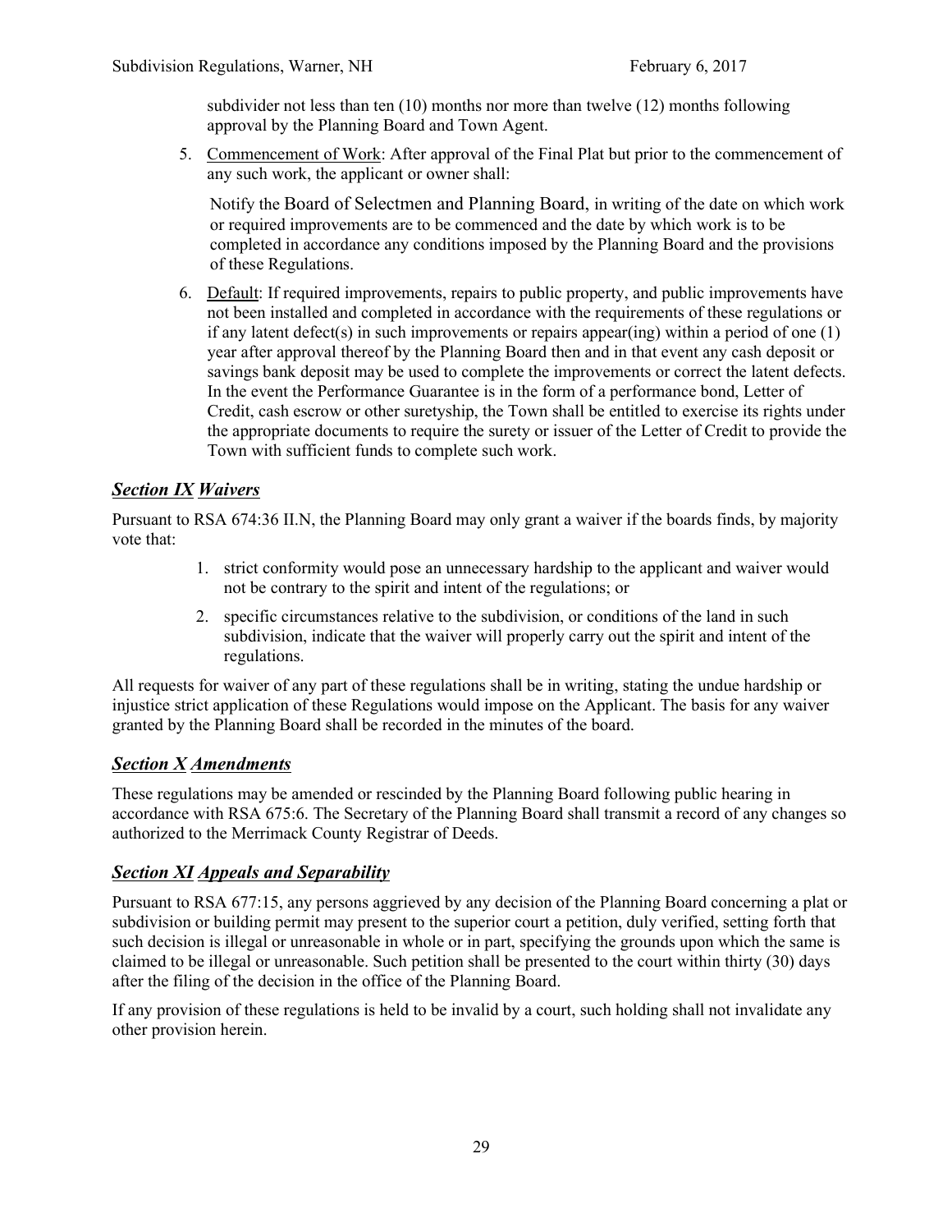subdivider not less than ten (10) months nor more than twelve (12) months following approval by the Planning Board and Town Agent.

5. Commencement of Work: After approval of the Final Plat but prior to the commencement of any such work, the applicant or owner shall:

   Notify the Board of Selectmen and Planning Board, in writing of the date on which work or required improvements are to be commenced and the date by which work is to be completed in accordance any conditions imposed by the Planning Board and the provisions of these Regulations.

6. Default: If required improvements, repairs to public property, and public improvements have not been installed and completed in accordance with the requirements of these regulations or if any latent defect(s) in such improvements or repairs appear(ing) within a period of one (1) year after approval thereof by the Planning Board then and in that event any cash deposit or savings bank deposit may be used to complete the improvements or correct the latent defects. In the event the Performance Guarantee is in the form of a performance bond, Letter of Credit, cash escrow or other suretyship, the Town shall be entitled to exercise its rights under the appropriate documents to require the surety or issuer of the Letter of Credit to provide the Town with sufficient funds to complete such work.

## ***Section IX Waivers***

Pursuant to RSA 674:36 II.N, the Planning Board may only grant a waiver if the boards finds, by majority vote that:

1. strict conformity would pose an unnecessary hardship to the applicant and waiver would not be contrary to the spirit and intent of the regulations; or
2. specific circumstances relative to the subdivision, or conditions of the land in such subdivision, indicate that the waiver will properly carry out the spirit and intent of the regulations.

All requests for waiver of any part of these regulations shall be in writing, stating the undue hardship or injustice strict application of these Regulations would impose on the Applicant. The basis for any waiver granted by the Planning Board shall be recorded in the minutes of the board.

## ***Section X Amendments***

These regulations may be amended or rescinded by the Planning Board following public hearing in accordance with RSA 675:6. The Secretary of the Planning Board shall transmit a record of any changes so authorized to the Merrimack County Registrar of Deeds.

## ***Section XI Appeals and Separability***

Pursuant to RSA 677:15, any persons aggrieved by any decision of the Planning Board concerning a plat or subdivision or building permit may present to the superior court a petition, duly verified, setting forth that such decision is illegal or unreasonable in whole or in part, specifying the grounds upon which the same is claimed to be illegal or unreasonable. Such petition shall be presented to the court within thirty (30) days after the filing of the decision in the office of the Planning Board.

If any provision of these regulations is held to be invalid by a court, such holding shall not invalidate any other provision herein.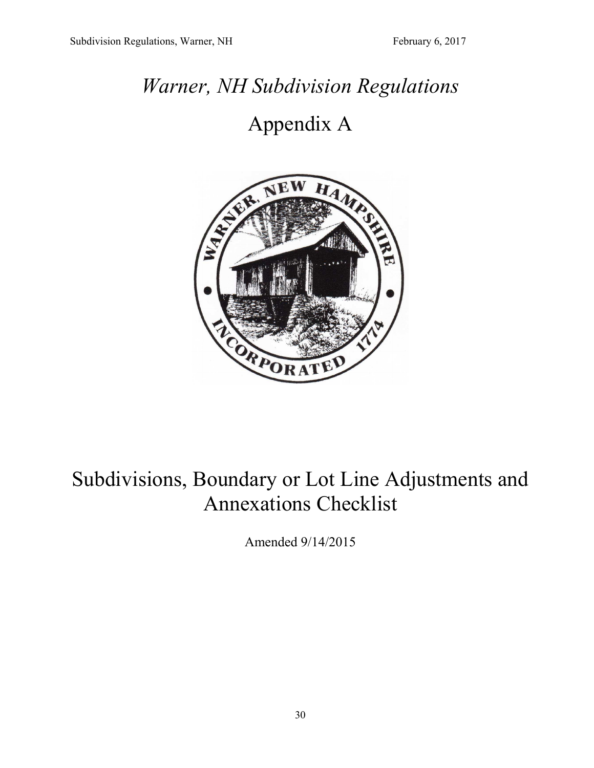# *Warner, NH Subdivision Regulations*

# Appendix A

## Subdivisions, Boundary or Lot Line Adjustments and Annexations Checklist

Amended 9/14/2015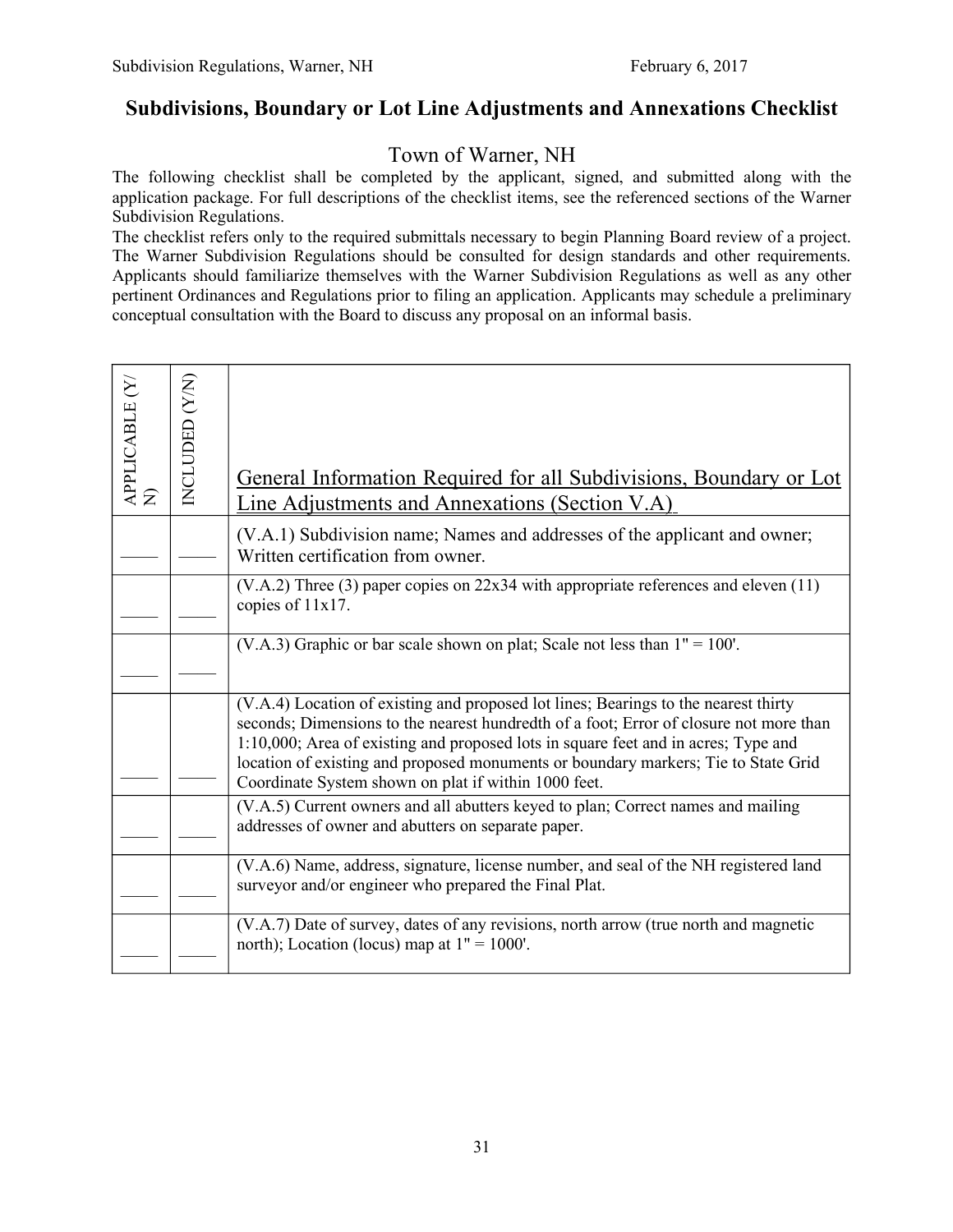# Subdivisions, Boundary or Lot Line Adjustments and Annexations Checklist

## Town of Warner, NH

The following checklist shall be completed by the applicant, signed, and submitted along with the application package. For full descriptions of the checklist items, see the referenced sections of the Warner Subdivision Regulations.

The checklist refers only to the required submittals necessary to begin Planning Board review of a project. The Warner Subdivision Regulations should be consulted for design standards and other requirements. Applicants should familiarize themselves with the Warner Subdivision Regulations as well as any other pertinent Ordinances and Regulations prior to filing an application. Applicants may schedule a preliminary conceptual consultation with the Board to discuss any proposal on an informal basis.

| APPLICABLE (Y/N) | INCLUDED (Y/N) | General Information Required for all Subdivisions, Boundary or Lot Line Adjustments and Annexations (Section V.A) |
|---|---|---|
| ____ | ____ | (V.A.1) Subdivision name; Names and addresses of the applicant and owner; Written certification from owner. |
| ____ | ____ | (V.A.2) Three (3) paper copies on 22x34 with appropriate references and eleven (11) copies of 11x17. |
| ____ | ____ | (V.A.3) Graphic or bar scale shown on plat; Scale not less than 1" = 100'. |
| ____ | ____ | (V.A.4) Location of existing and proposed lot lines; Bearings to the nearest thirty seconds; Dimensions to the nearest hundredth of a foot; Error of closure not more than 1:10,000; Area of existing and proposed lots in square feet and in acres; Type and location of existing and proposed monuments or boundary markers; Tie to State Grid Coordinate System shown on plat if within 1000 feet. |
| ____ | ____ | (V.A.5) Current owners and all abutters keyed to plan; Correct names and mailing addresses of owner and abutters on separate paper. |
| ____ | ____ | (V.A.6) Name, address, signature, license number, and seal of the NH registered land surveyor and/or engineer who prepared the Final Plat. |
| ____ | ____ | (V.A.7) Date of survey, dates of any revisions, north arrow (true north and magnetic north); Location (locus) map at 1" = 1000'. |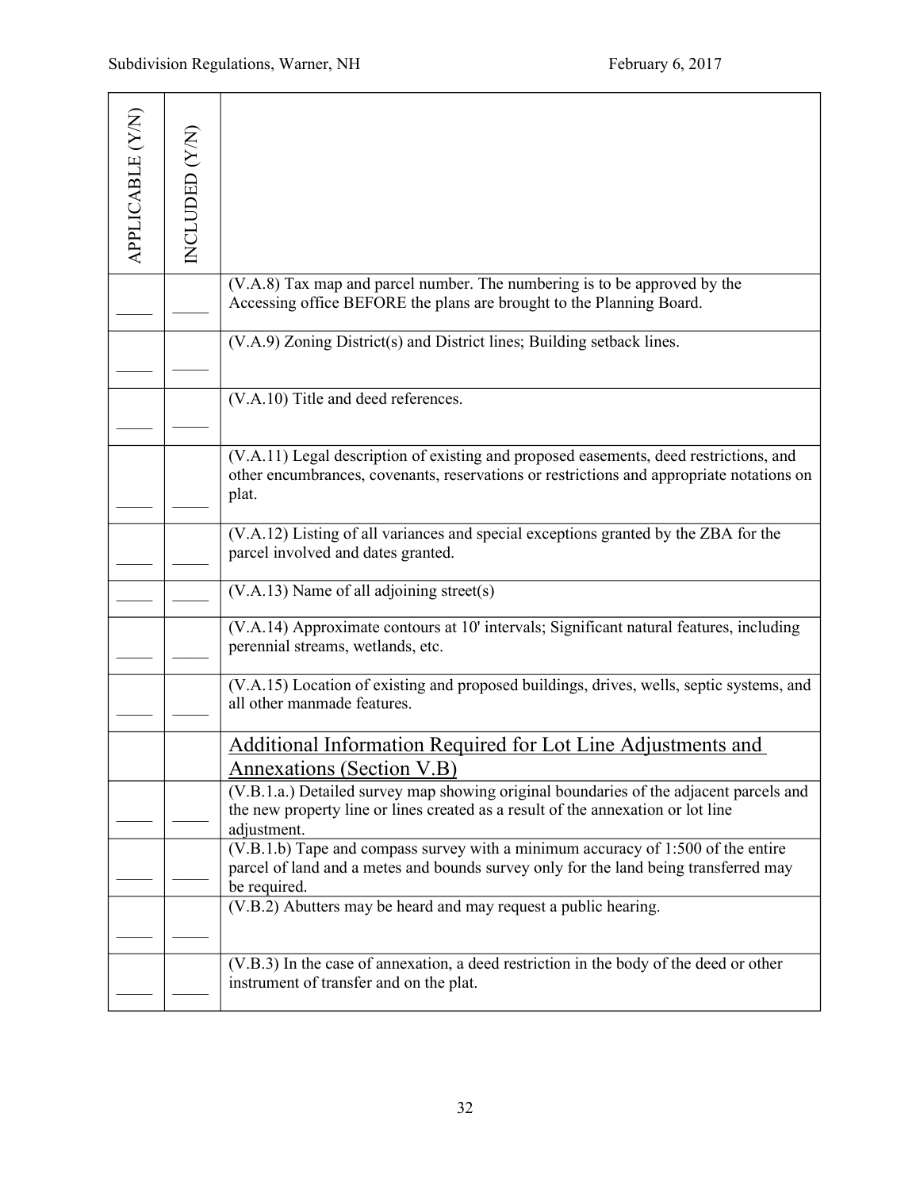| APPLICABLE (Y/N) | INCLUDED (Y/N) | |
|---|---|---|
| ____ | ____ | (V.A.8) Tax map and parcel number. The numbering is to be approved by the Accessing office BEFORE the plans are brought to the Planning Board. |
| ____ | ____ | (V.A.9) Zoning District(s) and District lines; Building setback lines. |
| ____ | ____ | (V.A.10) Title and deed references. |
| ____ | ____ | (V.A.11) Legal description of existing and proposed easements, deed restrictions, and other encumbrances, covenants, reservations or restrictions and appropriate notations on plat. |
| ____ | ____ | (V.A.12) Listing of all variances and special exceptions granted by the ZBA for the parcel involved and dates granted. |
| ____ | ____ | (V.A.13) Name of all adjoining street(s) |
| ____ | ____ | (V.A.14) Approximate contours at 10' intervals; Significant natural features, including perennial streams, wetlands, etc. |
| ____ | ____ | (V.A.15) Location of existing and proposed buildings, drives, wells, septic systems, and all other manmade features. |
| | | <u>Additional Information Required for Lot Line Adjustments and Annexations (Section V.B)</u> |
| ____ | ____ | (V.B.1.a.) Detailed survey map showing original boundaries of the adjacent parcels and the new property line or lines created as a result of the annexation or lot line adjustment. |
| ____ | ____ | (V.B.1.b) Tape and compass survey with a minimum accuracy of 1:500 of the entire parcel of land and a metes and bounds survey only for the land being transferred may be required. |
| ____ | ____ | (V.B.2) Abutters may be heard and may request a public hearing. |
| ____ | ____ | (V.B.3) In the case of annexation, a deed restriction in the body of the deed or other instrument of transfer and on the plat. |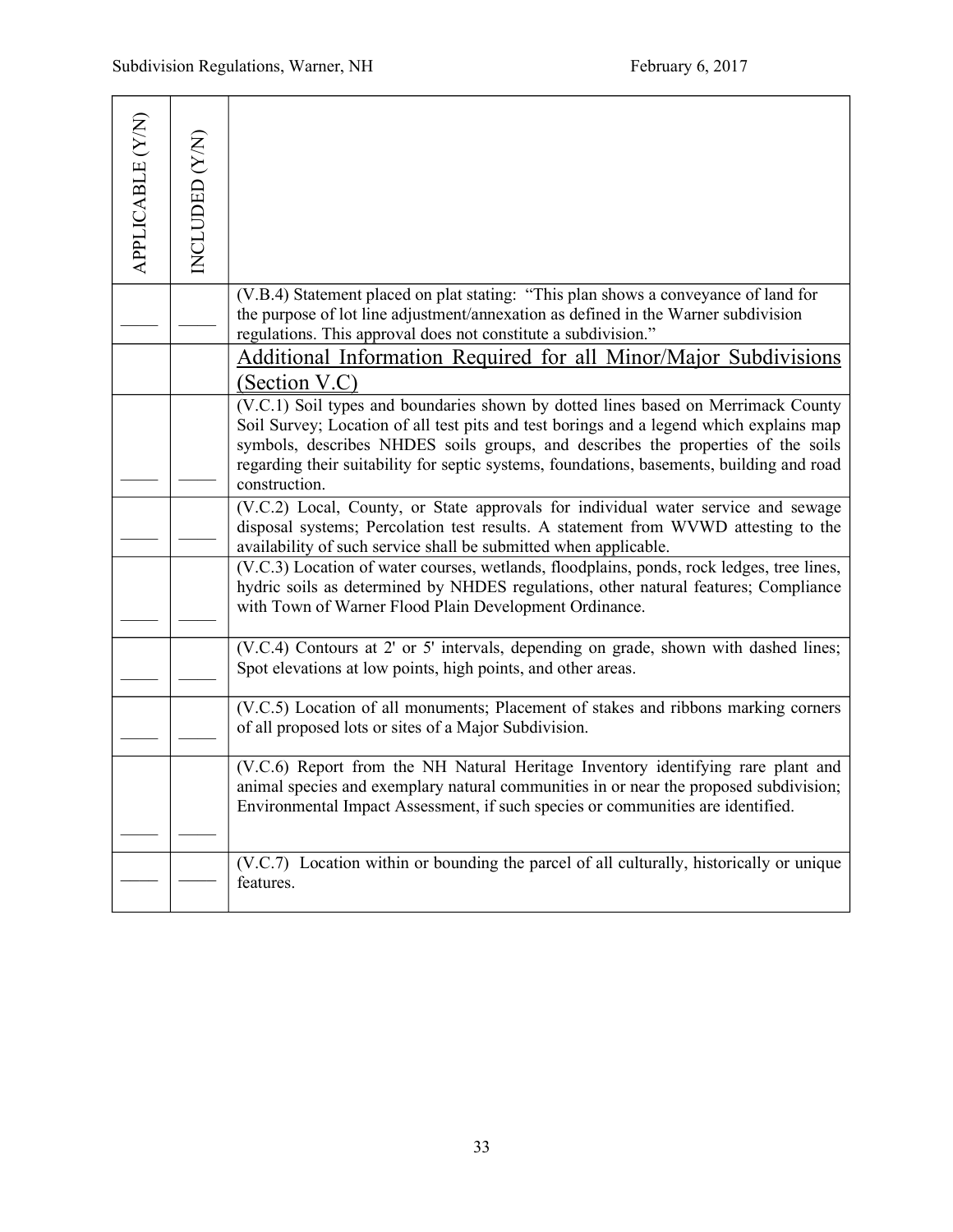| APPLICABLE (Y/N) | INCLUDED (Y/N) | |
|---|---|---|
| ____ | ____ | (V.B.4) Statement placed on plat stating: "This plan shows a conveyance of land for the purpose of lot line adjustment/annexation as defined in the Warner subdivision regulations. This approval does not constitute a subdivision." |
| | | <u>Additional Information Required for all Minor/Major Subdivisions (Section V.C)</u> |
| ____ | ____ | (V.C.1) Soil types and boundaries shown by dotted lines based on Merrimack County Soil Survey; Location of all test pits and test borings and a legend which explains map symbols, describes NHDES soils groups, and describes the properties of the soils regarding their suitability for septic systems, foundations, basements, building and road construction. |
| ____ | ____ | (V.C.2) Local, County, or State approvals for individual water service and sewage disposal systems; Percolation test results. A statement from WVWD attesting to the availability of such service shall be submitted when applicable. |
| ____ | ____ | (V.C.3) Location of water courses, wetlands, floodplains, ponds, rock ledges, tree lines, hydric soils as determined by NHDES regulations, other natural features; Compliance with Town of Warner Flood Plain Development Ordinance. |
| ____ | ____ | (V.C.4) Contours at 2' or 5' intervals, depending on grade, shown with dashed lines; Spot elevations at low points, high points, and other areas. |
| ____ | ____ | (V.C.5) Location of all monuments; Placement of stakes and ribbons marking corners of all proposed lots or sites of a Major Subdivision. |
| ____ | ____ | (V.C.6) Report from the NH Natural Heritage Inventory identifying rare plant and animal species and exemplary natural communities in or near the proposed subdivision; Environmental Impact Assessment, if such species or communities are identified. |
| ____ | ____ | (V.C.7) Location within or bounding the parcel of all culturally, historically or unique features. |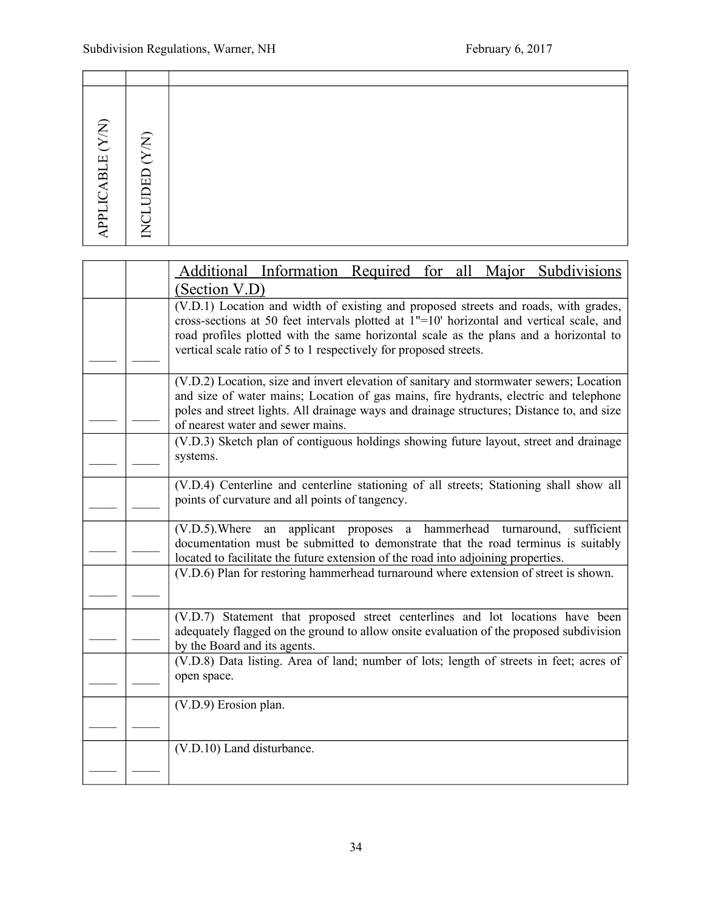| APPLICABLE (Y/N) | INCLUDED (Y/N) | |
|---|---|---|
| | | |

| | | Additional Information Required for all Major Subdivisions (Section V.D) |
|---|---|---|
| ____ | ____ | (V.D.1) Location and width of existing and proposed streets and roads, with grades, cross-sections at 50 feet intervals plotted at 1"=10' horizontal and vertical scale, and road profiles plotted with the same horizontal scale as the plans and a horizontal to vertical scale ratio of 5 to 1 respectively for proposed streets. |
| ____ | ____ | (V.D.2) Location, size and invert elevation of sanitary and stormwater sewers; Location and size of water mains; Location of gas mains, fire hydrants, electric and telephone poles and street lights. All drainage ways and drainage structures; Distance to, and size of nearest water and sewer mains. |
| ____ | ____ | (V.D.3) Sketch plan of contiguous holdings showing future layout, street and drainage systems. |
| ____ | ____ | (V.D.4) Centerline and centerline stationing of all streets; Stationing shall show all points of curvature and all points of tangency. |
| ____ | ____ | (V.D.5).Where an applicant proposes a hammerhead turnaround, sufficient documentation must be submitted to demonstrate that the road terminus is suitably located to facilitate the future extension of the road into adjoining properties. |
| ____ | ____ | (V.D.6) Plan for restoring hammerhead turnaround where extension of street is shown. |
| ____ | ____ | (V.D.7) Statement that proposed street centerlines and lot locations have been adequately flagged on the ground to allow onsite evaluation of the proposed subdivision by the Board and its agents. |
| ____ | ____ | (V.D.8) Data listing. Area of land; number of lots; length of streets in feet; acres of open space. |
| ____ | ____ | (V.D.9) Erosion plan. |
| ____ | ____ | (V.D.10) Land disturbance. |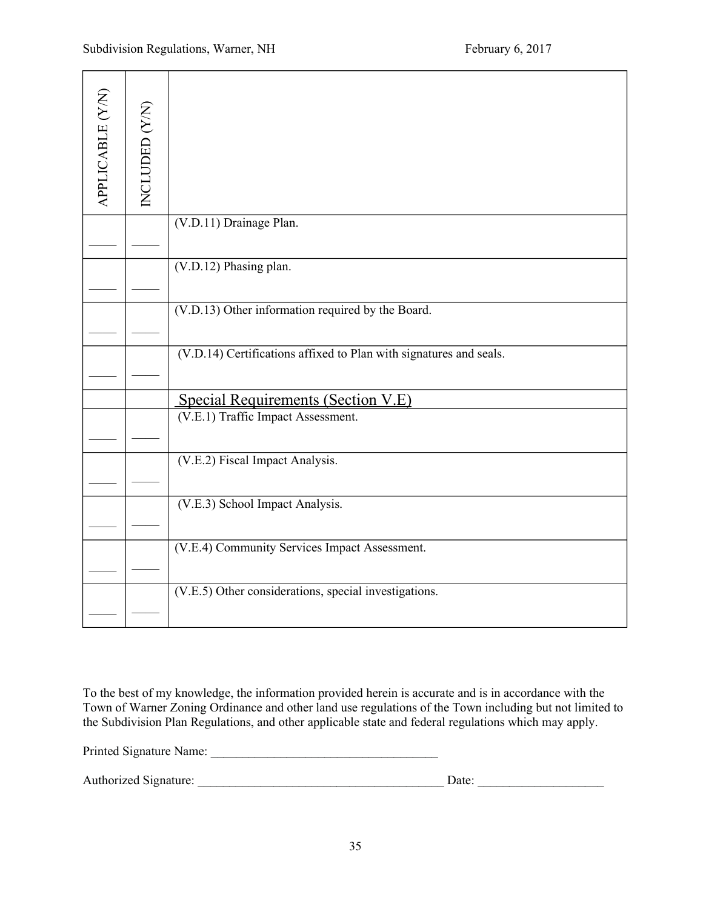| APPLICABLE (Y/N) | INCLUDED (Y/N) | |
|---|---|---|
| _____ | _____ | (V.D.11) Drainage Plan. |
| _____ | _____ | (V.D.12) Phasing plan. |
| _____ | _____ | (V.D.13) Other information required by the Board. |
| _____ | _____ | (V.D.14) Certifications affixed to Plan with signatures and seals. |
| | | Special Requirements (Section V.E) |
| _____ | _____ | (V.E.1) Traffic Impact Assessment. |
| _____ | _____ | (V.E.2) Fiscal Impact Analysis. |
| _____ | _____ | (V.E.3) School Impact Analysis. |
| _____ | _____ | (V.E.4) Community Services Impact Assessment. |
| _____ | _____ | (V.E.5) Other considerations, special investigations. |

To the best of my knowledge, the information provided herein is accurate and is in accordance with the Town of Warner Zoning Ordinance and other land use regulations of the Town including but not limited to the Subdivision Plan Regulations, and other applicable state and federal regulations which may apply.

Printed Signature Name: ____________________________________

Authorized Signature: _______________________________________ Date: ___________________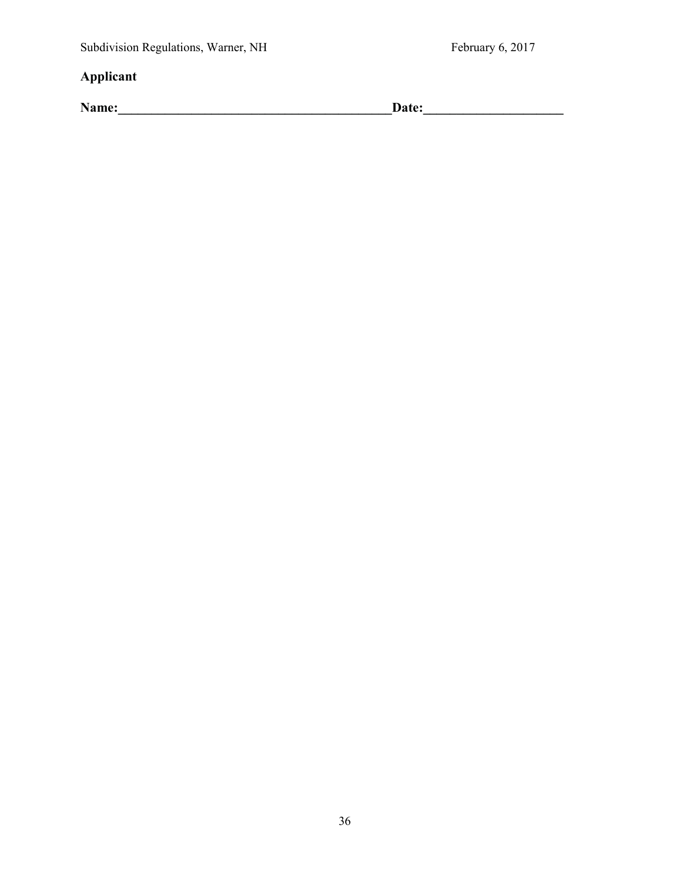**Applicant**

**Name:\_\_\_\_\_\_\_\_\_\_\_\_\_\_\_\_\_\_\_\_\_\_\_\_\_\_\_\_\_\_\_\_\_\_\_\_\_\_\_\_\_\_Date:\_\_\_\_\_\_\_\_\_\_\_\_\_\_\_\_\_\_\_\_\_**